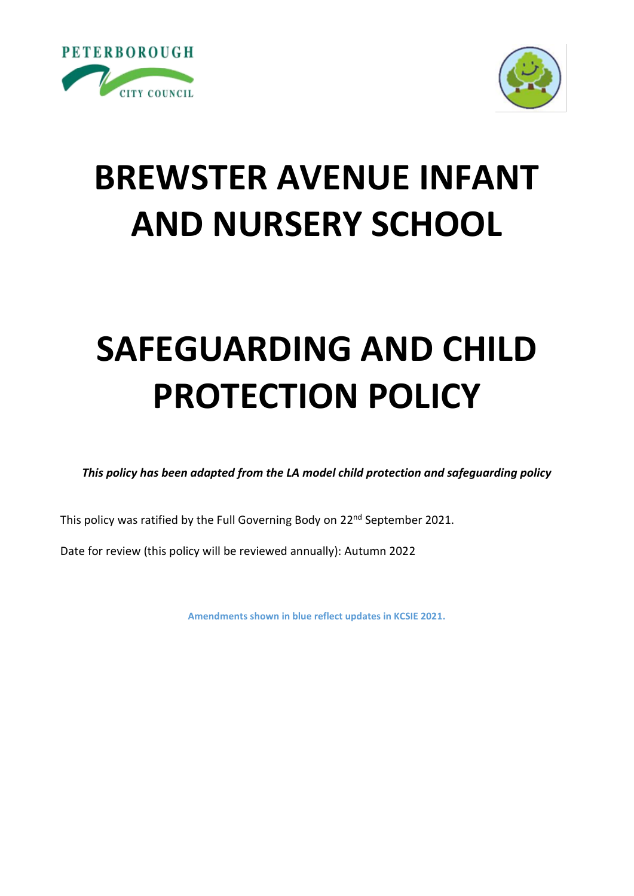PETERBOROUGH CITY COUNCIL

# BREWSTER AVENUE INFANT AND NURSERY SCHOOL

# SAFEGUARDING AND CHILD PROTECTION POLICY

***This policy has been adapted from the LA model child protection and safeguarding policy***

This policy was ratified by the Full Governing Body on 22nd September 2021.

Date for review (this policy will be reviewed annually): Autumn 2022

**Amendments shown in blue reflect updates in KCSIE 2021.**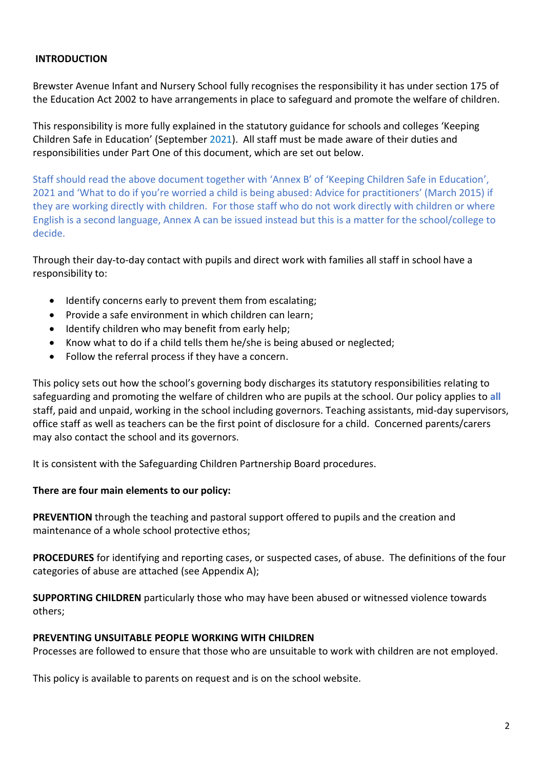## INTRODUCTION

Brewster Avenue Infant and Nursery School fully recognises the responsibility it has under section 175 of the Education Act 2002 to have arrangements in place to safeguard and promote the welfare of children.

This responsibility is more fully explained in the statutory guidance for schools and colleges 'Keeping Children Safe in Education' (September 2021). All staff must be made aware of their duties and responsibilities under Part One of this document, which are set out below.

Staff should read the above document together with 'Annex B' of 'Keeping Children Safe in Education', 2021 and 'What to do if you're worried a child is being abused: Advice for practitioners' (March 2015) if they are working directly with children. For those staff who do not work directly with children or where English is a second language, Annex A can be issued instead but this is a matter for the school/college to decide.

Through their day-to-day contact with pupils and direct work with families all staff in school have a responsibility to:

- Identify concerns early to prevent them from escalating;
- Provide a safe environment in which children can learn;
- Identify children who may benefit from early help;
- Know what to do if a child tells them he/she is being abused or neglected;
- Follow the referral process if they have a concern.

This policy sets out how the school's governing body discharges its statutory responsibilities relating to safeguarding and promoting the welfare of children who are pupils at the school. Our policy applies to **all** staff, paid and unpaid, working in the school including governors. Teaching assistants, mid-day supervisors, office staff as well as teachers can be the first point of disclosure for a child. Concerned parents/carers may also contact the school and its governors.

It is consistent with the Safeguarding Children Partnership Board procedures.

**There are four main elements to our policy:**

**PREVENTION** through the teaching and pastoral support offered to pupils and the creation and maintenance of a whole school protective ethos;

**PROCEDURES** for identifying and reporting cases, or suspected cases, of abuse. The definitions of the four categories of abuse are attached (see Appendix A);

**SUPPORTING CHILDREN** particularly those who may have been abused or witnessed violence towards others;

**PREVENTING UNSUITABLE PEOPLE WORKING WITH CHILDREN**
Processes are followed to ensure that those who are unsuitable to work with children are not employed.

This policy is available to parents on request and is on the school website.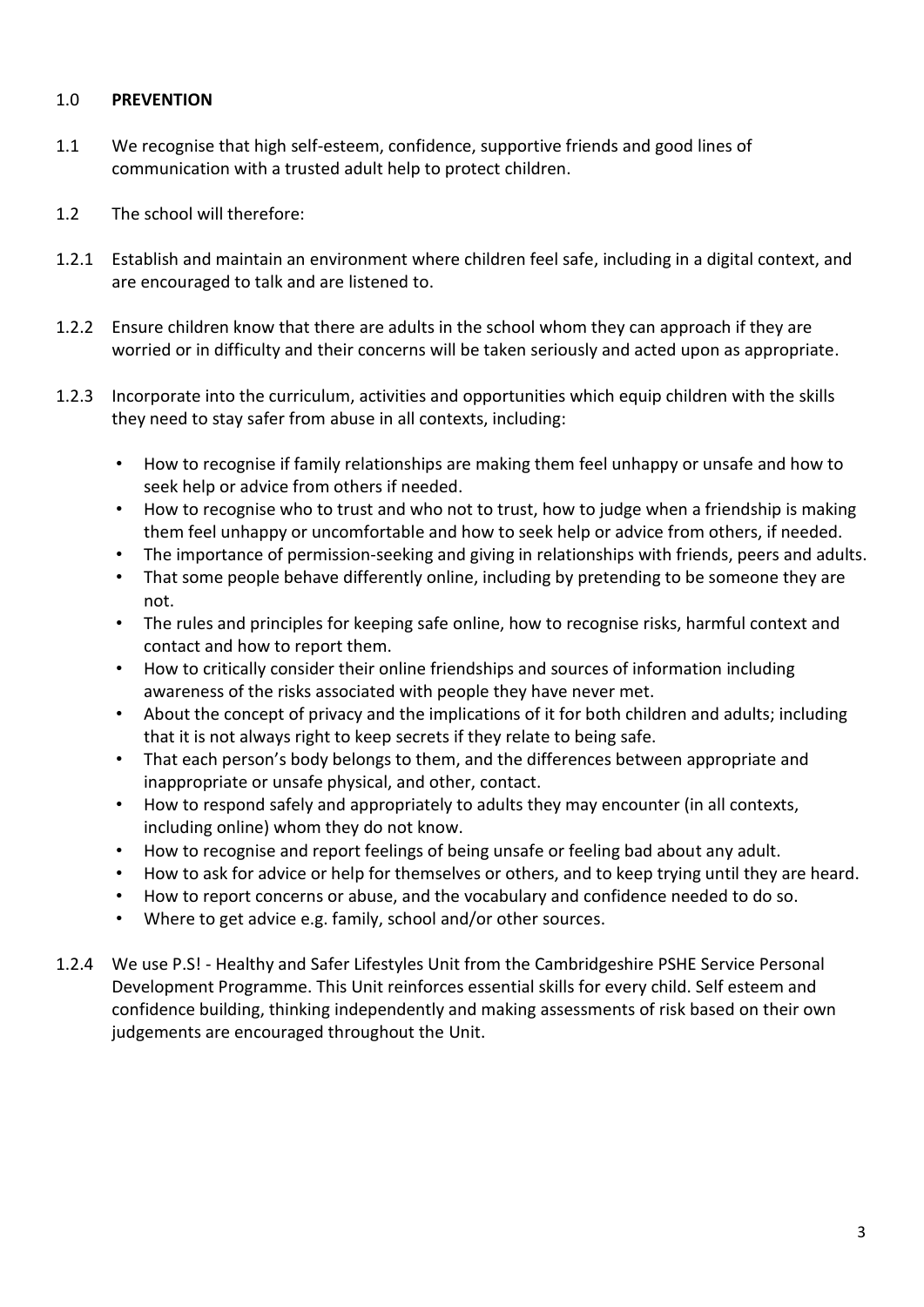## 1.0 **PREVENTION**

1.1 We recognise that high self-esteem, confidence, supportive friends and good lines of communication with a trusted adult help to protect children.

1.2 The school will therefore:

1.2.1 Establish and maintain an environment where children feel safe, including in a digital context, and are encouraged to talk and are listened to.

1.2.2 Ensure children know that there are adults in the school whom they can approach if they are worried or in difficulty and their concerns will be taken seriously and acted upon as appropriate.

1.2.3 Incorporate into the curriculum, activities and opportunities which equip children with the skills they need to stay safer from abuse in all contexts, including:

- How to recognise if family relationships are making them feel unhappy or unsafe and how to seek help or advice from others if needed.
- How to recognise who to trust and who not to trust, how to judge when a friendship is making them feel unhappy or uncomfortable and how to seek help or advice from others, if needed.
- The importance of permission-seeking and giving in relationships with friends, peers and adults.
- That some people behave differently online, including by pretending to be someone they are not.
- The rules and principles for keeping safe online, how to recognise risks, harmful context and contact and how to report them.
- How to critically consider their online friendships and sources of information including awareness of the risks associated with people they have never met.
- About the concept of privacy and the implications of it for both children and adults; including that it is not always right to keep secrets if they relate to being safe.
- That each person's body belongs to them, and the differences between appropriate and inappropriate or unsafe physical, and other, contact.
- How to respond safely and appropriately to adults they may encounter (in all contexts, including online) whom they do not know.
- How to recognise and report feelings of being unsafe or feeling bad about any adult.
- How to ask for advice or help for themselves or others, and to keep trying until they are heard.
- How to report concerns or abuse, and the vocabulary and confidence needed to do so.
- Where to get advice e.g. family, school and/or other sources.

1.2.4 We use P.S! - Healthy and Safer Lifestyles Unit from the Cambridgeshire PSHE Service Personal Development Programme. This Unit reinforces essential skills for every child. Self esteem and confidence building, thinking independently and making assessments of risk based on their own judgements are encouraged throughout the Unit.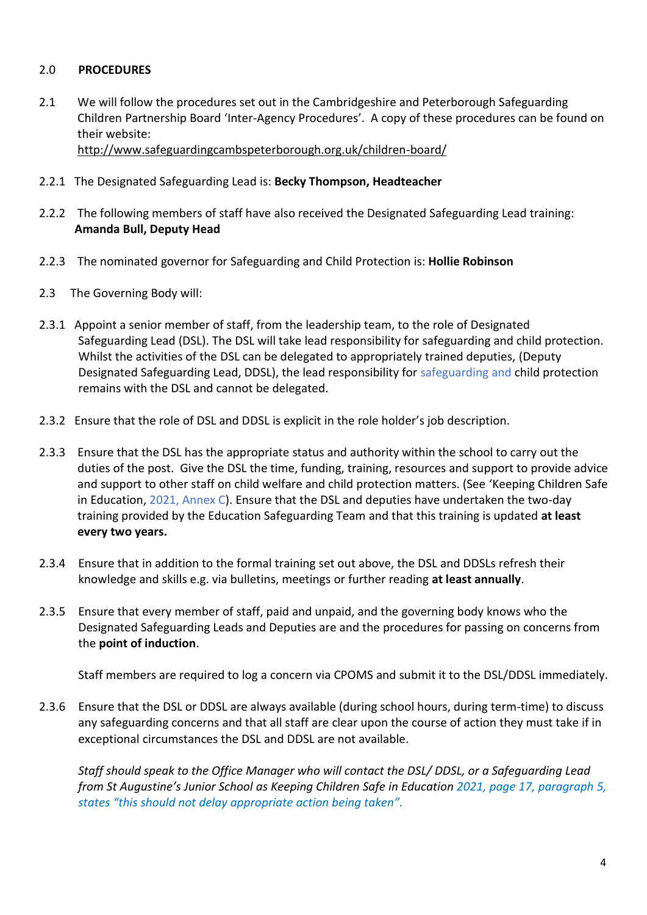## 2.0 PROCEDURES

2.1 We will follow the procedures set out in the Cambridgeshire and Peterborough Safeguarding Children Partnership Board 'Inter-Agency Procedures'. A copy of these procedures can be found on their website: http://www.safeguardingcambspeterborough.org.uk/children-board/

2.2.1 The Designated Safeguarding Lead is: **Becky Thompson, Headteacher**

2.2.2 The following members of staff have also received the Designated Safeguarding Lead training: **Amanda Bull, Deputy Head**

2.2.3 The nominated governor for Safeguarding and Child Protection is: **Hollie Robinson**

2.3 The Governing Body will:

2.3.1 Appoint a senior member of staff, from the leadership team, to the role of Designated Safeguarding Lead (DSL). The DSL will take lead responsibility for safeguarding and child protection. Whilst the activities of the DSL can be delegated to appropriately trained deputies, (Deputy Designated Safeguarding Lead, DDSL), the lead responsibility for safeguarding and child protection remains with the DSL and cannot be delegated.

2.3.2 Ensure that the role of DSL and DDSL is explicit in the role holder's job description.

2.3.3 Ensure that the DSL has the appropriate status and authority within the school to carry out the duties of the post. Give the DSL the time, funding, training, resources and support to provide advice and support to other staff on child welfare and child protection matters. (See 'Keeping Children Safe in Education, 2021, Annex C). Ensure that the DSL and deputies have undertaken the two-day training provided by the Education Safeguarding Team and that this training is updated **at least every two years.**

2.3.4 Ensure that in addition to the formal training set out above, the DSL and DDSLs refresh their knowledge and skills e.g. via bulletins, meetings or further reading **at least annually**.

2.3.5 Ensure that every member of staff, paid and unpaid, and the governing body knows who the Designated Safeguarding Leads and Deputies are and the procedures for passing on concerns from the **point of induction**.

Staff members are required to log a concern via CPOMS and submit it to the DSL/DDSL immediately.

2.3.6 Ensure that the DSL or DDSL are always available (during school hours, during term-time) to discuss any safeguarding concerns and that all staff are clear upon the course of action they must take if in exceptional circumstances the DSL and DDSL are not available.

*Staff should speak to the Office Manager who will contact the DSL/ DDSL, or a Safeguarding Lead from St Augustine's Junior School as Keeping Children Safe in Education 2021, page 17, paragraph 5, states "this should not delay appropriate action being taken".*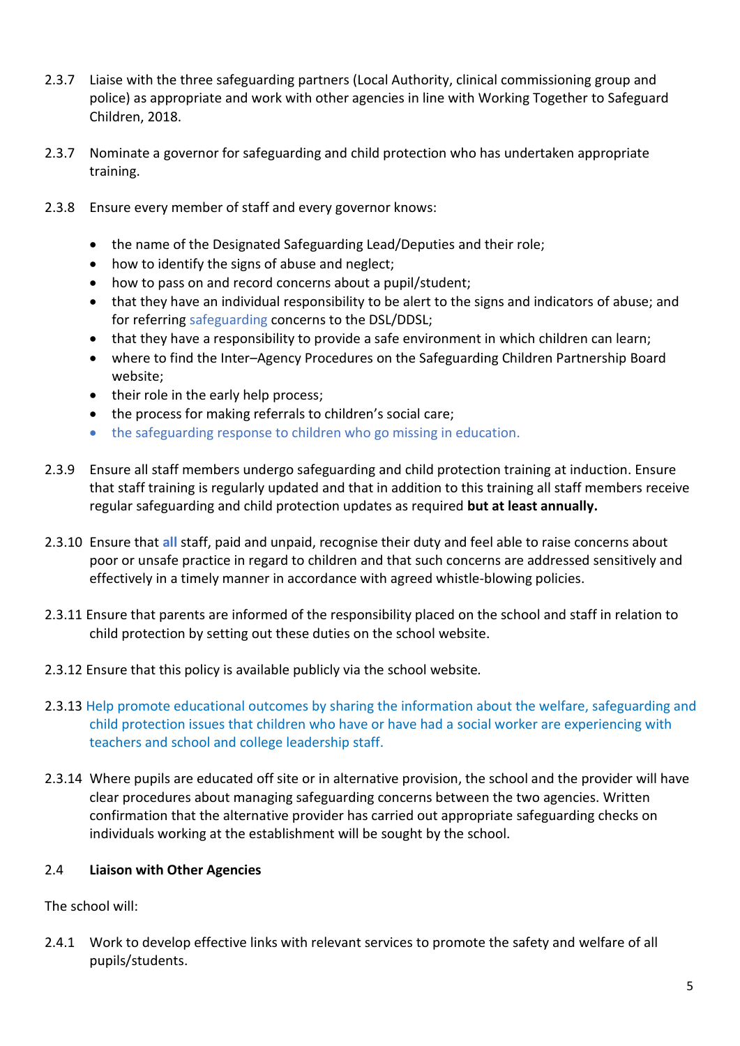2.3.7 Liaise with the three safeguarding partners (Local Authority, clinical commissioning group and police) as appropriate and work with other agencies in line with Working Together to Safeguard Children, 2018.

2.3.7 Nominate a governor for safeguarding and child protection who has undertaken appropriate training.

2.3.8 Ensure every member of staff and every governor knows:

- the name of the Designated Safeguarding Lead/Deputies and their role;
- how to identify the signs of abuse and neglect;
- how to pass on and record concerns about a pupil/student;
- that they have an individual responsibility to be alert to the signs and indicators of abuse; and for referring safeguarding concerns to the DSL/DDSL;
- that they have a responsibility to provide a safe environment in which children can learn;
- where to find the Inter–Agency Procedures on the Safeguarding Children Partnership Board website;
- their role in the early help process;
- the process for making referrals to children's social care;
- the safeguarding response to children who go missing in education.

2.3.9 Ensure all staff members undergo safeguarding and child protection training at induction. Ensure that staff training is regularly updated and that in addition to this training all staff members receive regular safeguarding and child protection updates as required **but at least annually.**

2.3.10 Ensure that **all** staff, paid and unpaid, recognise their duty and feel able to raise concerns about poor or unsafe practice in regard to children and that such concerns are addressed sensitively and effectively in a timely manner in accordance with agreed whistle-blowing policies.

2.3.11 Ensure that parents are informed of the responsibility placed on the school and staff in relation to child protection by setting out these duties on the school website.

2.3.12 Ensure that this policy is available publicly via the school website.

2.3.13 Help promote educational outcomes by sharing the information about the welfare, safeguarding and child protection issues that children who have or have had a social worker are experiencing with teachers and school and college leadership staff.

2.3.14 Where pupils are educated off site or in alternative provision, the school and the provider will have clear procedures about managing safeguarding concerns between the two agencies. Written confirmation that the alternative provider has carried out appropriate safeguarding checks on individuals working at the establishment will be sought by the school.

## 2.4 Liaison with Other Agencies

The school will:

2.4.1 Work to develop effective links with relevant services to promote the safety and welfare of all pupils/students.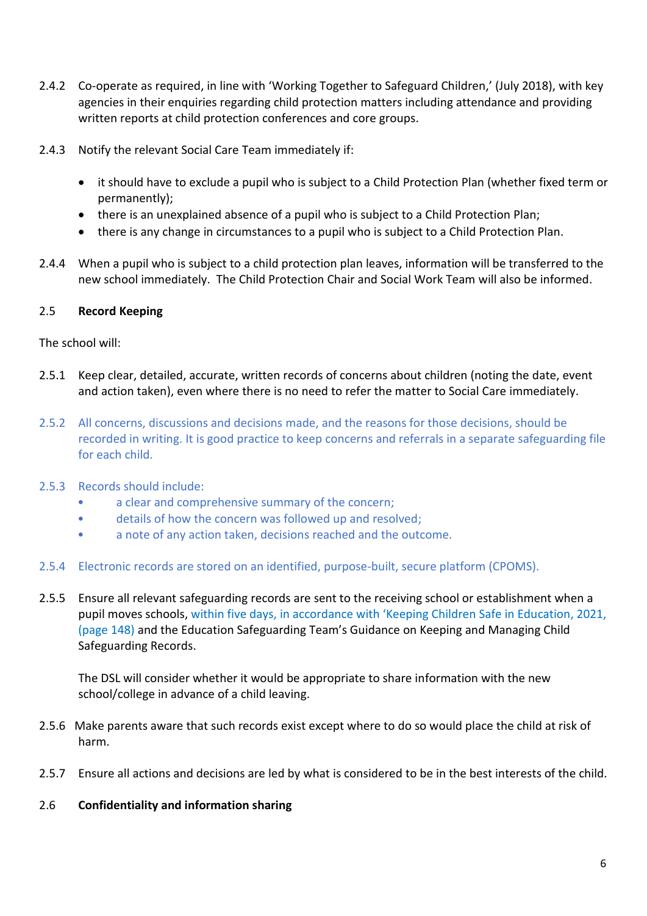2.4.2 Co-operate as required, in line with 'Working Together to Safeguard Children,' (July 2018), with key agencies in their enquiries regarding child protection matters including attendance and providing written reports at child protection conferences and core groups.

2.4.3 Notify the relevant Social Care Team immediately if:

- it should have to exclude a pupil who is subject to a Child Protection Plan (whether fixed term or permanently);
- there is an unexplained absence of a pupil who is subject to a Child Protection Plan;
- there is any change in circumstances to a pupil who is subject to a Child Protection Plan.

2.4.4 When a pupil who is subject to a child protection plan leaves, information will be transferred to the new school immediately. The Child Protection Chair and Social Work Team will also be informed.

### 2.5 Record Keeping

The school will:

2.5.1 Keep clear, detailed, accurate, written records of concerns about children (noting the date, event and action taken), even where there is no need to refer the matter to Social Care immediately.

2.5.2 All concerns, discussions and decisions made, and the reasons for those decisions, should be recorded in writing. It is good practice to keep concerns and referrals in a separate safeguarding file for each child.

2.5.3 Records should include:

- a clear and comprehensive summary of the concern;
- details of how the concern was followed up and resolved;
- a note of any action taken, decisions reached and the outcome.

2.5.4 Electronic records are stored on an identified, purpose-built, secure platform (CPOMS).

2.5.5 Ensure all relevant safeguarding records are sent to the receiving school or establishment when a pupil moves schools, within five days, in accordance with 'Keeping Children Safe in Education, 2021, (page 148) and the Education Safeguarding Team's Guidance on Keeping and Managing Child Safeguarding Records.

The DSL will consider whether it would be appropriate to share information with the new school/college in advance of a child leaving.

2.5.6 Make parents aware that such records exist except where to do so would place the child at risk of harm.

2.5.7 Ensure all actions and decisions are led by what is considered to be in the best interests of the child.

### 2.6 Confidentiality and information sharing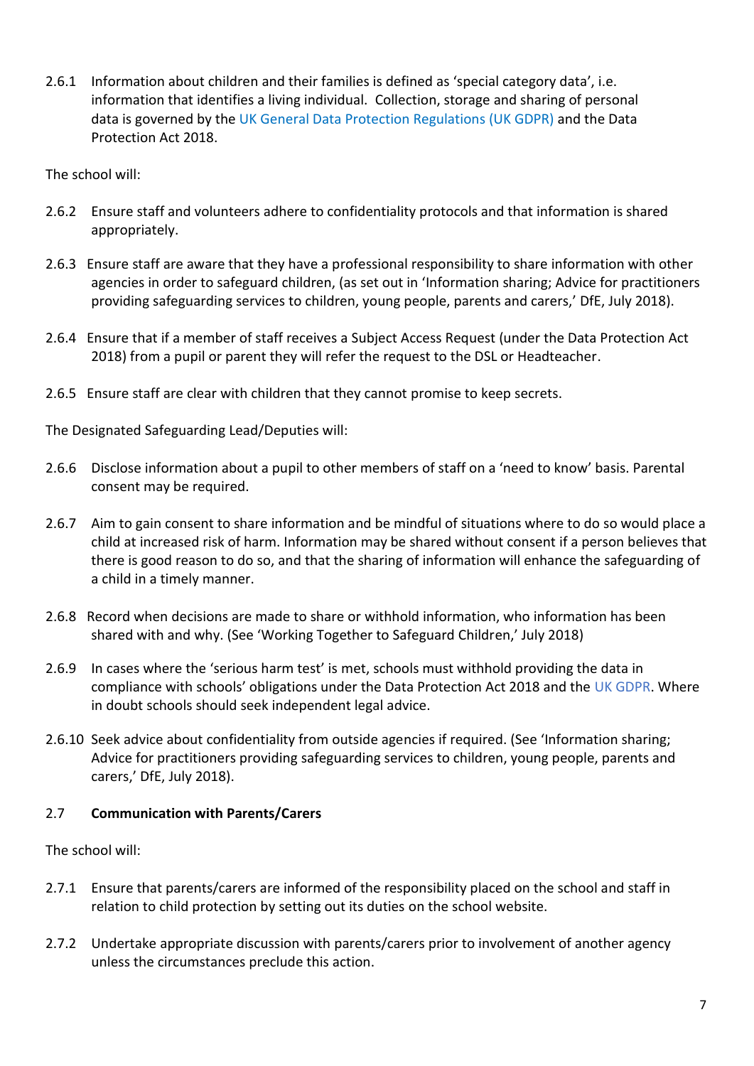2.6.1 Information about children and their families is defined as 'special category data', i.e. information that identifies a living individual. Collection, storage and sharing of personal data is governed by the UK General Data Protection Regulations (UK GDPR) and the Data Protection Act 2018.

The school will:

2.6.2 Ensure staff and volunteers adhere to confidentiality protocols and that information is shared appropriately.

2.6.3 Ensure staff are aware that they have a professional responsibility to share information with other agencies in order to safeguard children, (as set out in 'Information sharing; Advice for practitioners providing safeguarding services to children, young people, parents and carers,' DfE, July 2018).

2.6.4 Ensure that if a member of staff receives a Subject Access Request (under the Data Protection Act 2018) from a pupil or parent they will refer the request to the DSL or Headteacher.

2.6.5 Ensure staff are clear with children that they cannot promise to keep secrets.

The Designated Safeguarding Lead/Deputies will:

2.6.6 Disclose information about a pupil to other members of staff on a 'need to know' basis. Parental consent may be required.

2.6.7 Aim to gain consent to share information and be mindful of situations where to do so would place a child at increased risk of harm. Information may be shared without consent if a person believes that there is good reason to do so, and that the sharing of information will enhance the safeguarding of a child in a timely manner.

2.6.8 Record when decisions are made to share or withhold information, who information has been shared with and why. (See 'Working Together to Safeguard Children,' July 2018)

2.6.9 In cases where the 'serious harm test' is met, schools must withhold providing the data in compliance with schools' obligations under the Data Protection Act 2018 and the UK GDPR. Where in doubt schools should seek independent legal advice.

2.6.10 Seek advice about confidentiality from outside agencies if required. (See 'Information sharing; Advice for practitioners providing safeguarding services to children, young people, parents and carers,' DfE, July 2018).

## 2.7 Communication with Parents/Carers

The school will:

2.7.1 Ensure that parents/carers are informed of the responsibility placed on the school and staff in relation to child protection by setting out its duties on the school website.

2.7.2 Undertake appropriate discussion with parents/carers prior to involvement of another agency unless the circumstances preclude this action.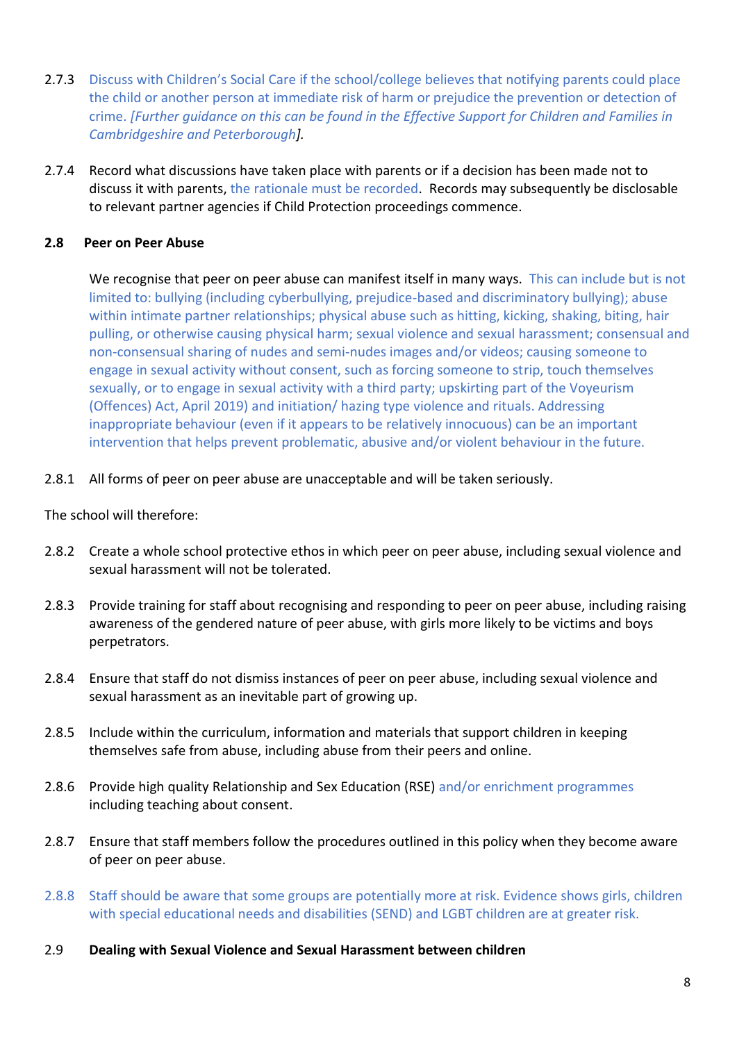2.7.3 Discuss with Children's Social Care if the school/college believes that notifying parents could place the child or another person at immediate risk of harm or prejudice the prevention or detection of crime. *[Further guidance on this can be found in the Effective Support for Children and Families in Cambridgeshire and Peterborough]*.

2.7.4 Record what discussions have taken place with parents or if a decision has been made not to discuss it with parents, the rationale must be recorded. Records may subsequently be disclosable to relevant partner agencies if Child Protection proceedings commence.

### 2.8 Peer on Peer Abuse

We recognise that peer on peer abuse can manifest itself in many ways. This can include but is not limited to: bullying (including cyberbullying, prejudice-based and discriminatory bullying); abuse within intimate partner relationships; physical abuse such as hitting, kicking, shaking, biting, hair pulling, or otherwise causing physical harm; sexual violence and sexual harassment; consensual and non-consensual sharing of nudes and semi-nudes images and/or videos; causing someone to engage in sexual activity without consent, such as forcing someone to strip, touch themselves sexually, or to engage in sexual activity with a third party; upskirting part of the Voyeurism (Offences) Act, April 2019) and initiation/ hazing type violence and rituals. Addressing inappropriate behaviour (even if it appears to be relatively innocuous) can be an important intervention that helps prevent problematic, abusive and/or violent behaviour in the future.

2.8.1 All forms of peer on peer abuse are unacceptable and will be taken seriously.

The school will therefore:

2.8.2 Create a whole school protective ethos in which peer on peer abuse, including sexual violence and sexual harassment will not be tolerated.

2.8.3 Provide training for staff about recognising and responding to peer on peer abuse, including raising awareness of the gendered nature of peer abuse, with girls more likely to be victims and boys perpetrators.

2.8.4 Ensure that staff do not dismiss instances of peer on peer abuse, including sexual violence and sexual harassment as an inevitable part of growing up.

2.8.5 Include within the curriculum, information and materials that support children in keeping themselves safe from abuse, including abuse from their peers and online.

2.8.6 Provide high quality Relationship and Sex Education (RSE) and/or enrichment programmes including teaching about consent.

2.8.7 Ensure that staff members follow the procedures outlined in this policy when they become aware of peer on peer abuse.

2.8.8 Staff should be aware that some groups are potentially more at risk. Evidence shows girls, children with special educational needs and disabilities (SEND) and LGBT children are at greater risk.

### 2.9 Dealing with Sexual Violence and Sexual Harassment between children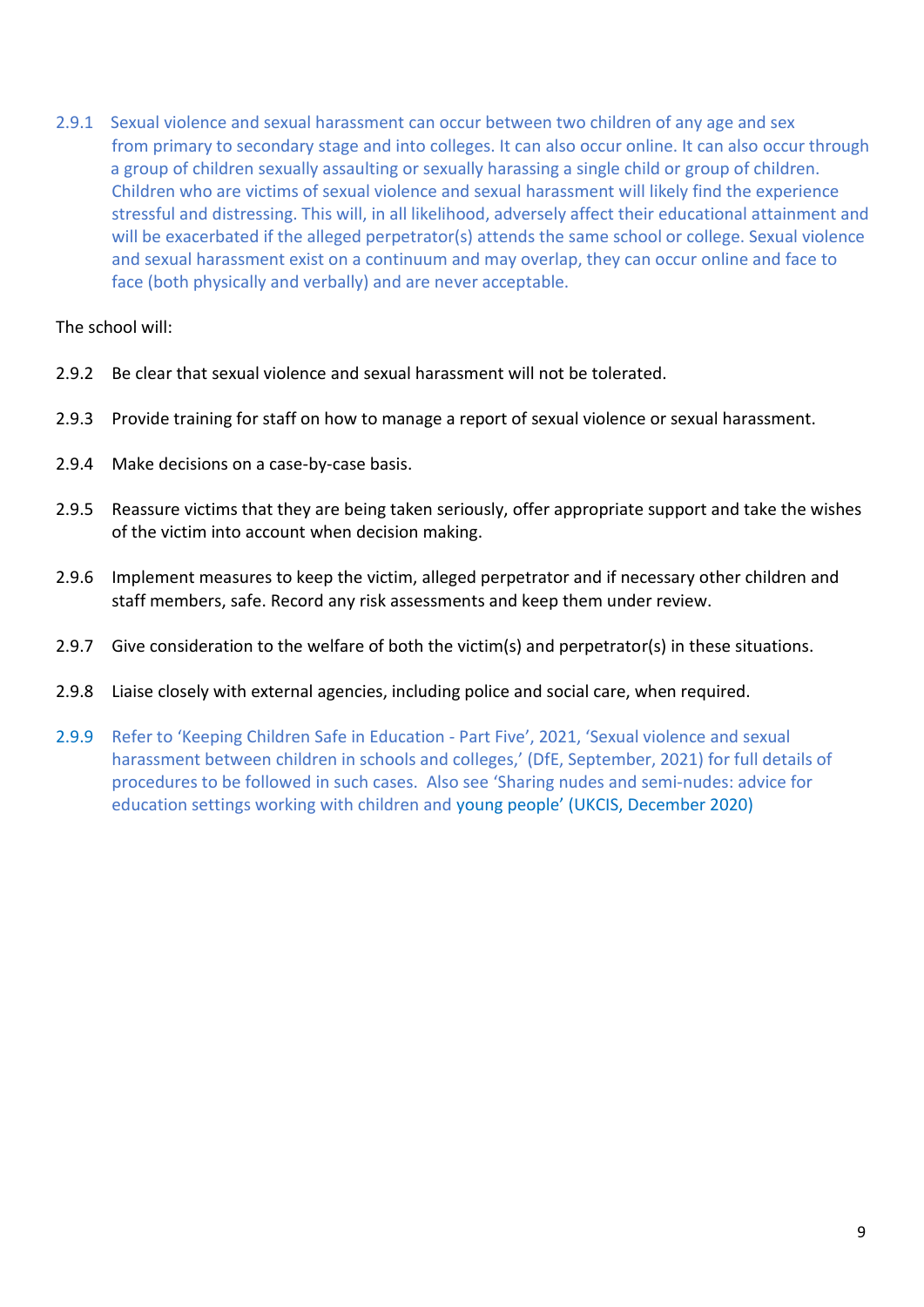2.9.1 Sexual violence and sexual harassment can occur between two children of any age and sex from primary to secondary stage and into colleges. It can also occur online. It can also occur through a group of children sexually assaulting or sexually harassing a single child or group of children. Children who are victims of sexual violence and sexual harassment will likely find the experience stressful and distressing. This will, in all likelihood, adversely affect their educational attainment and will be exacerbated if the alleged perpetrator(s) attends the same school or college. Sexual violence and sexual harassment exist on a continuum and may overlap, they can occur online and face to face (both physically and verbally) and are never acceptable.

The school will:

2.9.2 Be clear that sexual violence and sexual harassment will not be tolerated.

2.9.3 Provide training for staff on how to manage a report of sexual violence or sexual harassment.

2.9.4 Make decisions on a case-by-case basis.

2.9.5 Reassure victims that they are being taken seriously, offer appropriate support and take the wishes of the victim into account when decision making.

2.9.6 Implement measures to keep the victim, alleged perpetrator and if necessary other children and staff members, safe. Record any risk assessments and keep them under review.

2.9.7 Give consideration to the welfare of both the victim(s) and perpetrator(s) in these situations.

2.9.8 Liaise closely with external agencies, including police and social care, when required.

2.9.9 Refer to 'Keeping Children Safe in Education - Part Five', 2021, 'Sexual violence and sexual harassment between children in schools and colleges,' (DfE, September, 2021) for full details of procedures to be followed in such cases. Also see 'Sharing nudes and semi-nudes: advice for education settings working with children and young people' (UKCIS, December 2020)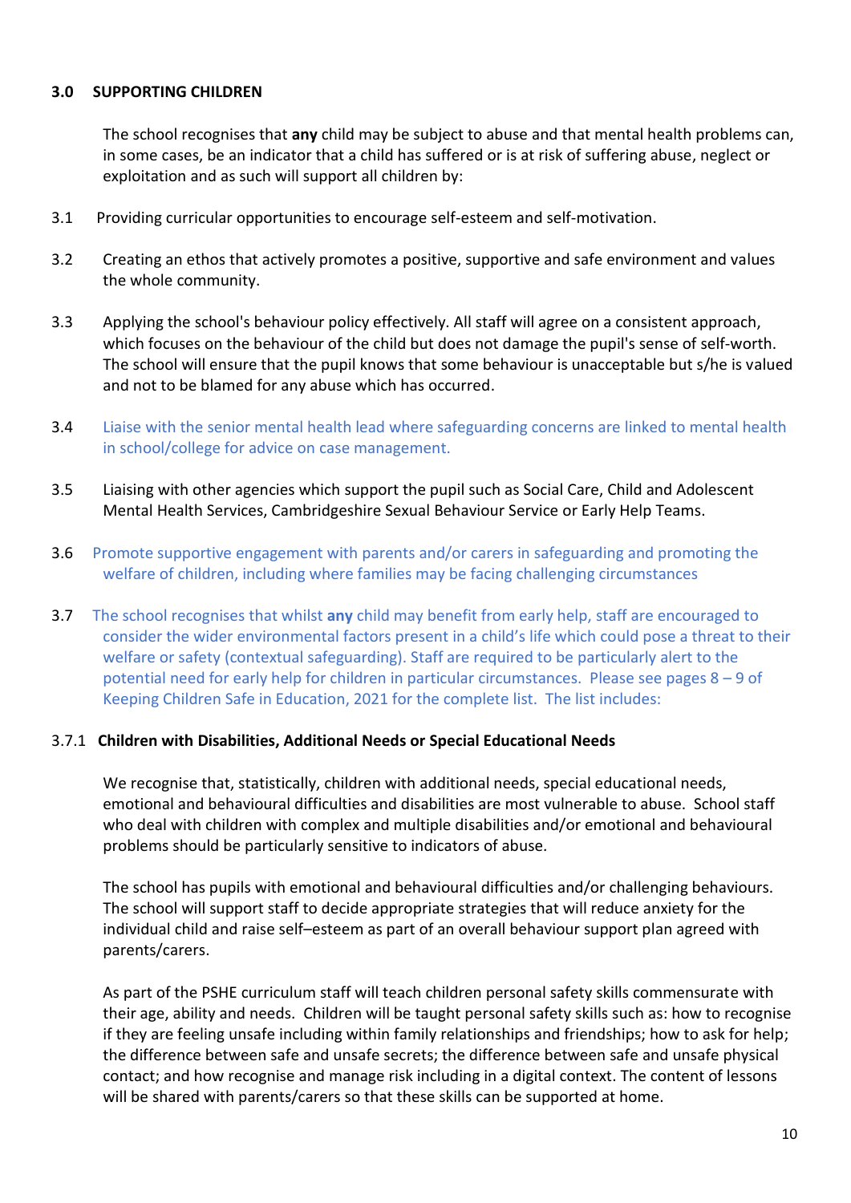## 3.0 SUPPORTING CHILDREN

The school recognises that **any** child may be subject to abuse and that mental health problems can, in some cases, be an indicator that a child has suffered or is at risk of suffering abuse, neglect or exploitation and as such will support all children by:

3.1 Providing curricular opportunities to encourage self-esteem and self-motivation.

3.2 Creating an ethos that actively promotes a positive, supportive and safe environment and values the whole community.

3.3 Applying the school's behaviour policy effectively. All staff will agree on a consistent approach, which focuses on the behaviour of the child but does not damage the pupil's sense of self-worth. The school will ensure that the pupil knows that some behaviour is unacceptable but s/he is valued and not to be blamed for any abuse which has occurred.

3.4 Liaise with the senior mental health lead where safeguarding concerns are linked to mental health in school/college for advice on case management.

3.5 Liaising with other agencies which support the pupil such as Social Care, Child and Adolescent Mental Health Services, Cambridgeshire Sexual Behaviour Service or Early Help Teams.

3.6 Promote supportive engagement with parents and/or carers in safeguarding and promoting the welfare of children, including where families may be facing challenging circumstances

3.7 The school recognises that whilst **any** child may benefit from early help, staff are encouraged to consider the wider environmental factors present in a child's life which could pose a threat to their welfare or safety (contextual safeguarding). Staff are required to be particularly alert to the potential need for early help for children in particular circumstances. Please see pages 8 – 9 of Keeping Children Safe in Education, 2021 for the complete list. The list includes:

### 3.7.1 Children with Disabilities, Additional Needs or Special Educational Needs

We recognise that, statistically, children with additional needs, special educational needs, emotional and behavioural difficulties and disabilities are most vulnerable to abuse. School staff who deal with children with complex and multiple disabilities and/or emotional and behavioural problems should be particularly sensitive to indicators of abuse.

The school has pupils with emotional and behavioural difficulties and/or challenging behaviours. The school will support staff to decide appropriate strategies that will reduce anxiety for the individual child and raise self–esteem as part of an overall behaviour support plan agreed with parents/carers.

As part of the PSHE curriculum staff will teach children personal safety skills commensurate with their age, ability and needs. Children will be taught personal safety skills such as: how to recognise if they are feeling unsafe including within family relationships and friendships; how to ask for help; the difference between safe and unsafe secrets; the difference between safe and unsafe physical contact; and how recognise and manage risk including in a digital context. The content of lessons will be shared with parents/carers so that these skills can be supported at home.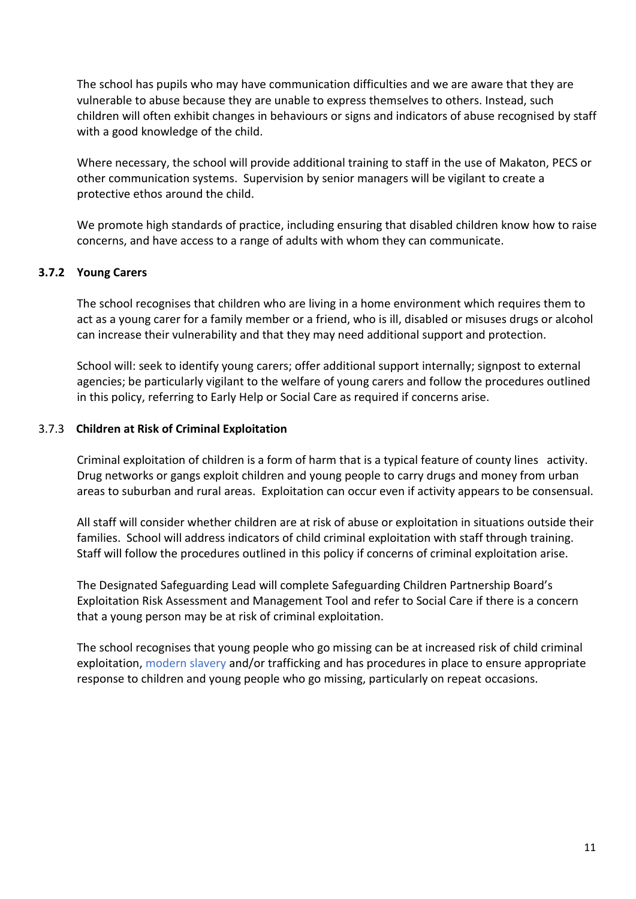The school has pupils who may have communication difficulties and we are aware that they are vulnerable to abuse because they are unable to express themselves to others. Instead, such children will often exhibit changes in behaviours or signs and indicators of abuse recognised by staff with a good knowledge of the child.

Where necessary, the school will provide additional training to staff in the use of Makaton, PECS or other communication systems. Supervision by senior managers will be vigilant to create a protective ethos around the child.

We promote high standards of practice, including ensuring that disabled children know how to raise concerns, and have access to a range of adults with whom they can communicate.

#### 3.7.2 Young Carers

The school recognises that children who are living in a home environment which requires them to act as a young carer for a family member or a friend, who is ill, disabled or misuses drugs or alcohol can increase their vulnerability and that they may need additional support and protection.

School will: seek to identify young carers; offer additional support internally; signpost to external agencies; be particularly vigilant to the welfare of young carers and follow the procedures outlined in this policy, referring to Early Help or Social Care as required if concerns arise.

#### 3.7.3 Children at Risk of Criminal Exploitation

Criminal exploitation of children is a form of harm that is a typical feature of county lines activity. Drug networks or gangs exploit children and young people to carry drugs and money from urban areas to suburban and rural areas. Exploitation can occur even if activity appears to be consensual.

All staff will consider whether children are at risk of abuse or exploitation in situations outside their families. School will address indicators of child criminal exploitation with staff through training. Staff will follow the procedures outlined in this policy if concerns of criminal exploitation arise.

The Designated Safeguarding Lead will complete Safeguarding Children Partnership Board's Exploitation Risk Assessment and Management Tool and refer to Social Care if there is a concern that a young person may be at risk of criminal exploitation.

The school recognises that young people who go missing can be at increased risk of child criminal exploitation, modern slavery and/or trafficking and has procedures in place to ensure appropriate response to children and young people who go missing, particularly on repeat occasions.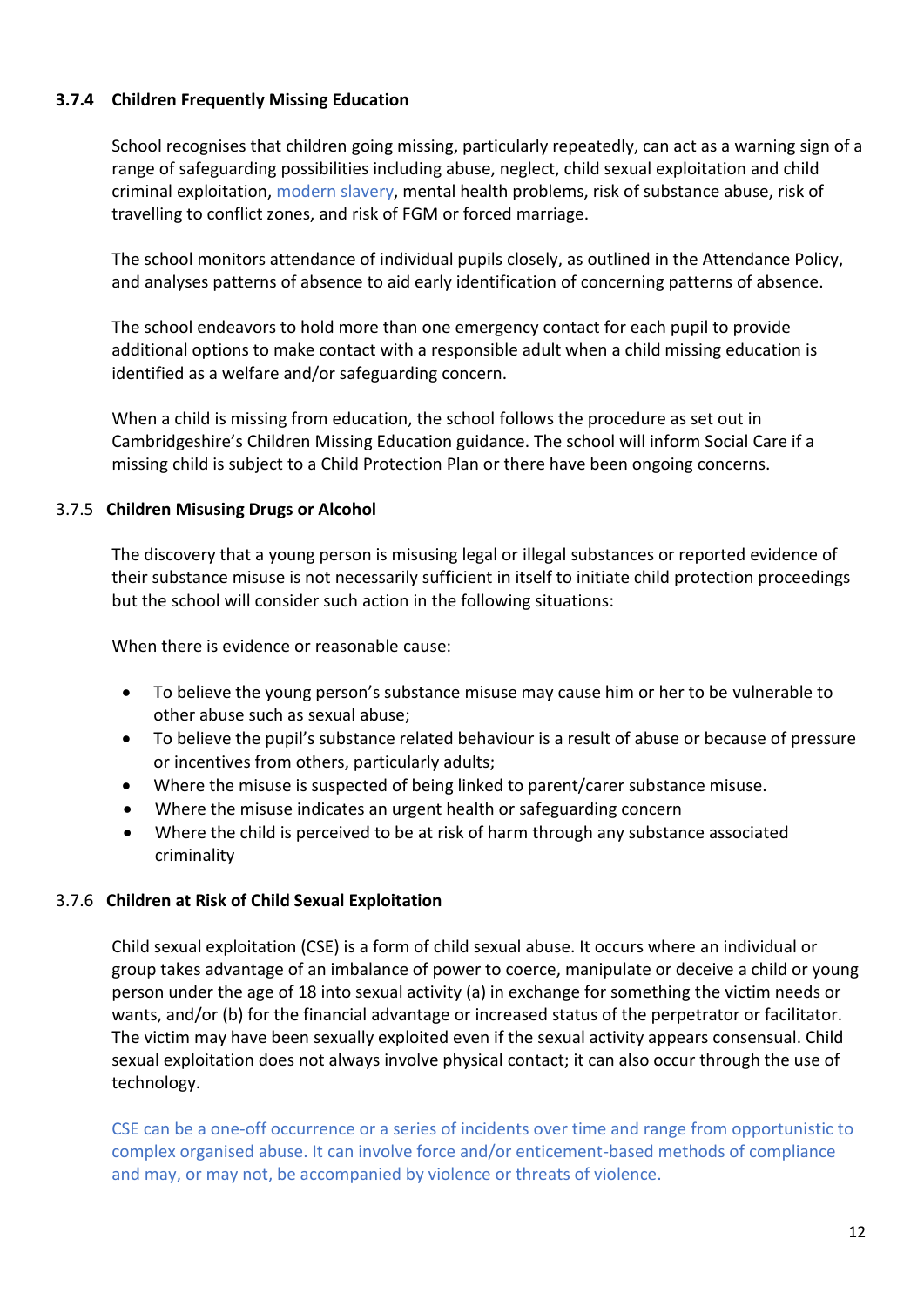### 3.7.4 Children Frequently Missing Education

School recognises that children going missing, particularly repeatedly, can act as a warning sign of a range of safeguarding possibilities including abuse, neglect, child sexual exploitation and child criminal exploitation, modern slavery, mental health problems, risk of substance abuse, risk of travelling to conflict zones, and risk of FGM or forced marriage.

The school monitors attendance of individual pupils closely, as outlined in the Attendance Policy, and analyses patterns of absence to aid early identification of concerning patterns of absence.

The school endeavors to hold more than one emergency contact for each pupil to provide additional options to make contact with a responsible adult when a child missing education is identified as a welfare and/or safeguarding concern.

When a child is missing from education, the school follows the procedure as set out in Cambridgeshire's Children Missing Education guidance. The school will inform Social Care if a missing child is subject to a Child Protection Plan or there have been ongoing concerns.

### 3.7.5 Children Misusing Drugs or Alcohol

The discovery that a young person is misusing legal or illegal substances or reported evidence of their substance misuse is not necessarily sufficient in itself to initiate child protection proceedings but the school will consider such action in the following situations:

When there is evidence or reasonable cause:

- To believe the young person's substance misuse may cause him or her to be vulnerable to other abuse such as sexual abuse;
- To believe the pupil's substance related behaviour is a result of abuse or because of pressure or incentives from others, particularly adults;
- Where the misuse is suspected of being linked to parent/carer substance misuse.
- Where the misuse indicates an urgent health or safeguarding concern
- Where the child is perceived to be at risk of harm through any substance associated criminality

### 3.7.6 Children at Risk of Child Sexual Exploitation

Child sexual exploitation (CSE) is a form of child sexual abuse. It occurs where an individual or group takes advantage of an imbalance of power to coerce, manipulate or deceive a child or young person under the age of 18 into sexual activity (a) in exchange for something the victim needs or wants, and/or (b) for the financial advantage or increased status of the perpetrator or facilitator. The victim may have been sexually exploited even if the sexual activity appears consensual. Child sexual exploitation does not always involve physical contact; it can also occur through the use of technology.

CSE can be a one-off occurrence or a series of incidents over time and range from opportunistic to complex organised abuse. It can involve force and/or enticement-based methods of compliance and may, or may not, be accompanied by violence or threats of violence.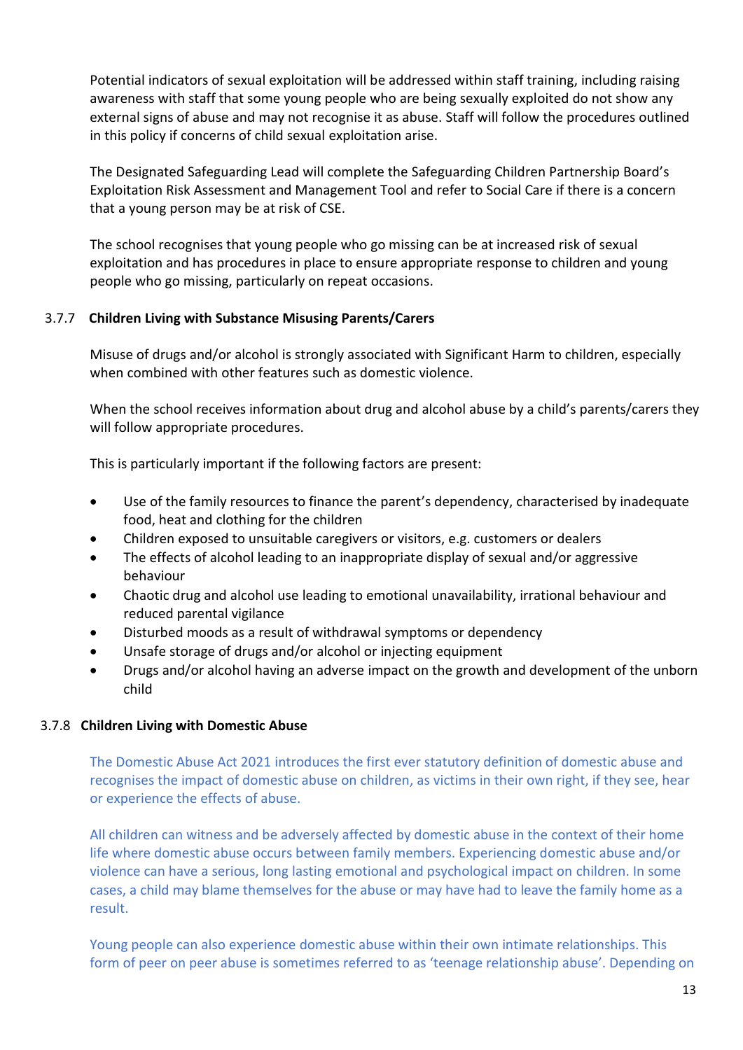Potential indicators of sexual exploitation will be addressed within staff training, including raising awareness with staff that some young people who are being sexually exploited do not show any external signs of abuse and may not recognise it as abuse. Staff will follow the procedures outlined in this policy if concerns of child sexual exploitation arise.

The Designated Safeguarding Lead will complete the Safeguarding Children Partnership Board's Exploitation Risk Assessment and Management Tool and refer to Social Care if there is a concern that a young person may be at risk of CSE.

The school recognises that young people who go missing can be at increased risk of sexual exploitation and has procedures in place to ensure appropriate response to children and young people who go missing, particularly on repeat occasions.

### 3.7.7 Children Living with Substance Misusing Parents/Carers

Misuse of drugs and/or alcohol is strongly associated with Significant Harm to children, especially when combined with other features such as domestic violence.

When the school receives information about drug and alcohol abuse by a child's parents/carers they will follow appropriate procedures.

This is particularly important if the following factors are present:

- Use of the family resources to finance the parent's dependency, characterised by inadequate food, heat and clothing for the children
- Children exposed to unsuitable caregivers or visitors, e.g. customers or dealers
- The effects of alcohol leading to an inappropriate display of sexual and/or aggressive behaviour
- Chaotic drug and alcohol use leading to emotional unavailability, irrational behaviour and reduced parental vigilance
- Disturbed moods as a result of withdrawal symptoms or dependency
- Unsafe storage of drugs and/or alcohol or injecting equipment
- Drugs and/or alcohol having an adverse impact on the growth and development of the unborn child

### 3.7.8 Children Living with Domestic Abuse

The Domestic Abuse Act 2021 introduces the first ever statutory definition of domestic abuse and recognises the impact of domestic abuse on children, as victims in their own right, if they see, hear or experience the effects of abuse.

All children can witness and be adversely affected by domestic abuse in the context of their home life where domestic abuse occurs between family members. Experiencing domestic abuse and/or violence can have a serious, long lasting emotional and psychological impact on children. In some cases, a child may blame themselves for the abuse or may have had to leave the family home as a result.

Young people can also experience domestic abuse within their own intimate relationships. This form of peer on peer abuse is sometimes referred to as 'teenage relationship abuse'. Depending on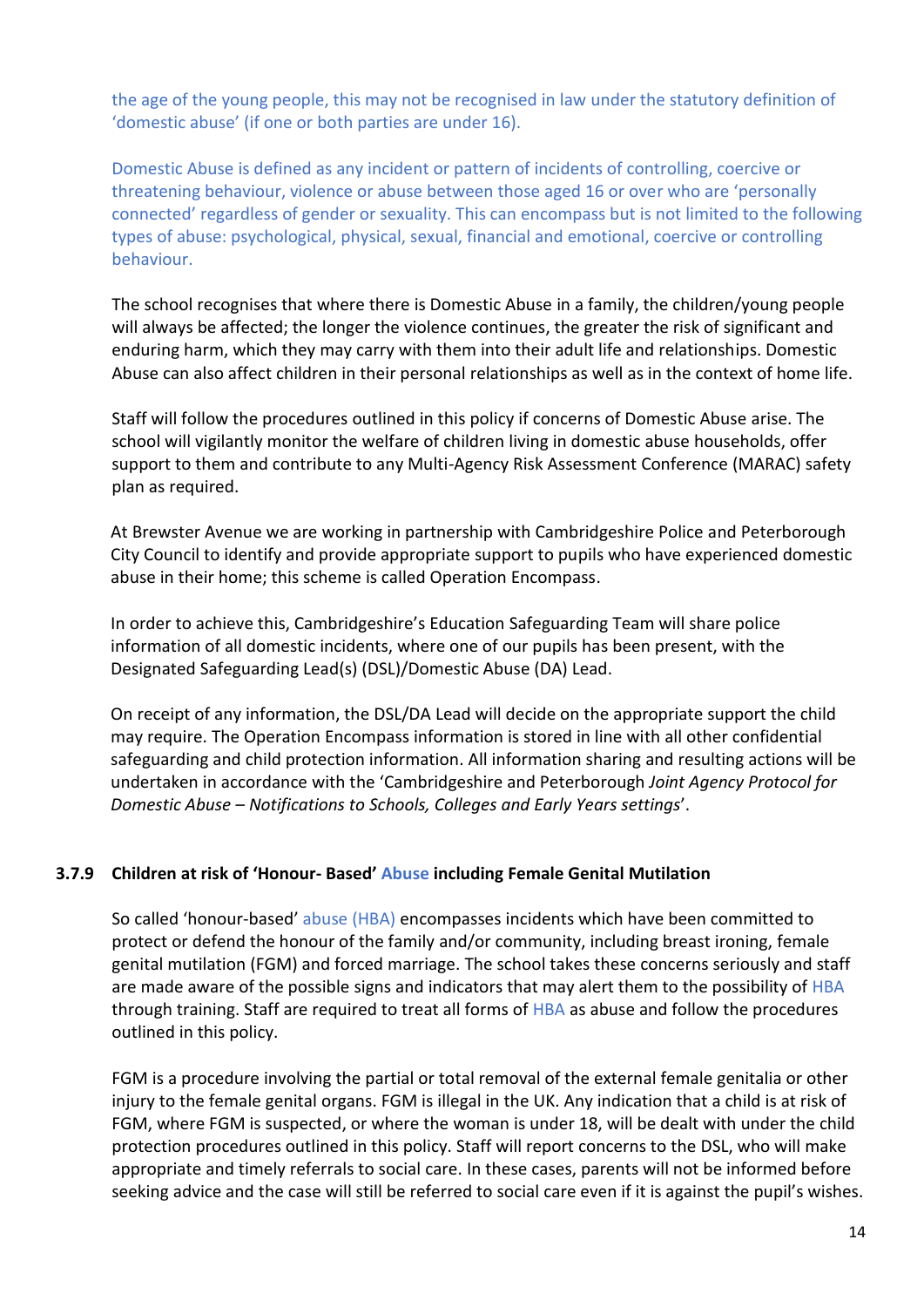the age of the young people, this may not be recognised in law under the statutory definition of 'domestic abuse' (if one or both parties are under 16).

Domestic Abuse is defined as any incident or pattern of incidents of controlling, coercive or threatening behaviour, violence or abuse between those aged 16 or over who are 'personally connected' regardless of gender or sexuality. This can encompass but is not limited to the following types of abuse: psychological, physical, sexual, financial and emotional, coercive or controlling behaviour.

The school recognises that where there is Domestic Abuse in a family, the children/young people will always be affected; the longer the violence continues, the greater the risk of significant and enduring harm, which they may carry with them into their adult life and relationships. Domestic Abuse can also affect children in their personal relationships as well as in the context of home life.

Staff will follow the procedures outlined in this policy if concerns of Domestic Abuse arise. The school will vigilantly monitor the welfare of children living in domestic abuse households, offer support to them and contribute to any Multi-Agency Risk Assessment Conference (MARAC) safety plan as required.

At Brewster Avenue we are working in partnership with Cambridgeshire Police and Peterborough City Council to identify and provide appropriate support to pupils who have experienced domestic abuse in their home; this scheme is called Operation Encompass.

In order to achieve this, Cambridgeshire's Education Safeguarding Team will share police information of all domestic incidents, where one of our pupils has been present, with the Designated Safeguarding Lead(s) (DSL)/Domestic Abuse (DA) Lead.

On receipt of any information, the DSL/DA Lead will decide on the appropriate support the child may require. The Operation Encompass information is stored in line with all other confidential safeguarding and child protection information. All information sharing and resulting actions will be undertaken in accordance with the 'Cambridgeshire and Peterborough *Joint Agency Protocol for Domestic Abuse – Notifications to Schools, Colleges and Early Years settings*'.

### 3.7.9 Children at risk of 'Honour- Based' Abuse including Female Genital Mutilation

So called 'honour-based' abuse (HBA) encompasses incidents which have been committed to protect or defend the honour of the family and/or community, including breast ironing, female genital mutilation (FGM) and forced marriage. The school takes these concerns seriously and staff are made aware of the possible signs and indicators that may alert them to the possibility of HBA through training. Staff are required to treat all forms of HBA as abuse and follow the procedures outlined in this policy.

FGM is a procedure involving the partial or total removal of the external female genitalia or other injury to the female genital organs. FGM is illegal in the UK. Any indication that a child is at risk of FGM, where FGM is suspected, or where the woman is under 18, will be dealt with under the child protection procedures outlined in this policy. Staff will report concerns to the DSL, who will make appropriate and timely referrals to social care. In these cases, parents will not be informed before seeking advice and the case will still be referred to social care even if it is against the pupil's wishes.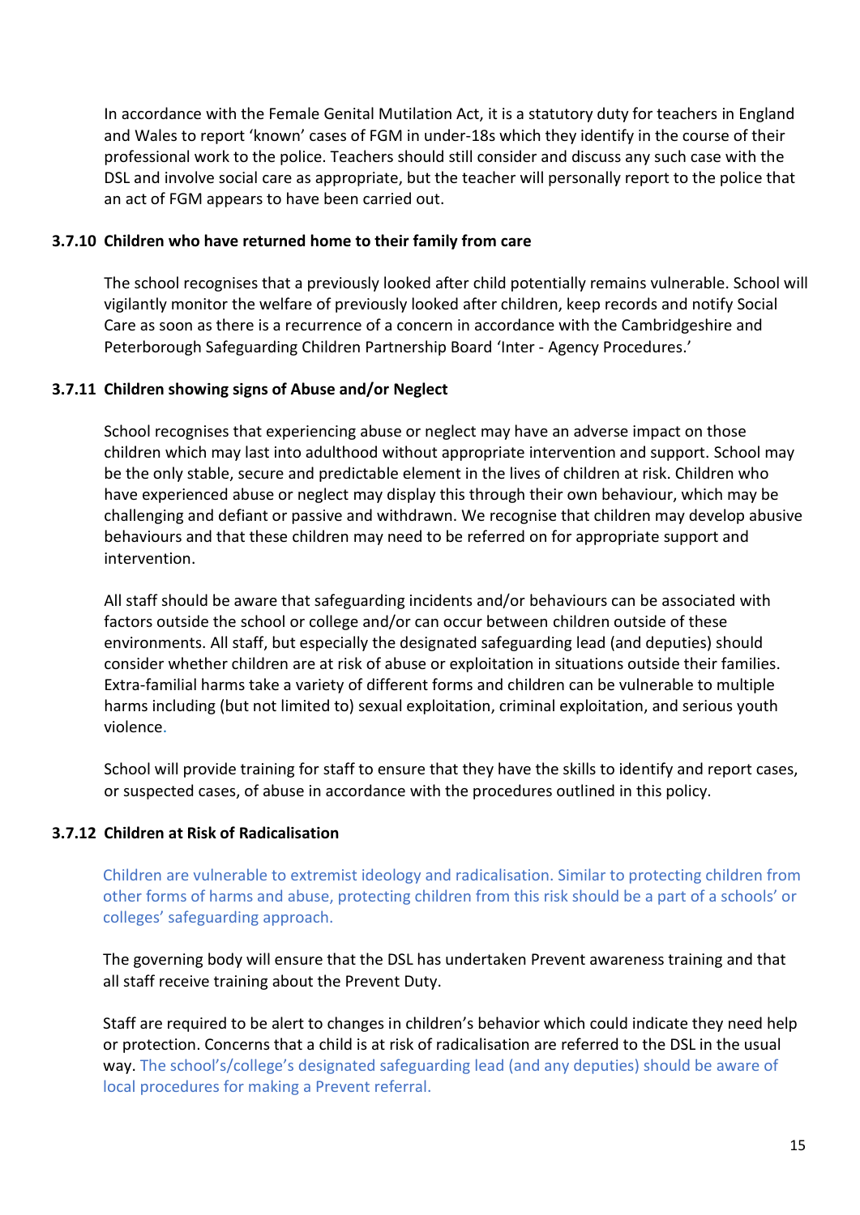In accordance with the Female Genital Mutilation Act, it is a statutory duty for teachers in England and Wales to report 'known' cases of FGM in under-18s which they identify in the course of their professional work to the police. Teachers should still consider and discuss any such case with the DSL and involve social care as appropriate, but the teacher will personally report to the police that an act of FGM appears to have been carried out.

### 3.7.10 Children who have returned home to their family from care

The school recognises that a previously looked after child potentially remains vulnerable. School will vigilantly monitor the welfare of previously looked after children, keep records and notify Social Care as soon as there is a recurrence of a concern in accordance with the Cambridgeshire and Peterborough Safeguarding Children Partnership Board 'Inter - Agency Procedures.'

### 3.7.11 Children showing signs of Abuse and/or Neglect

School recognises that experiencing abuse or neglect may have an adverse impact on those children which may last into adulthood without appropriate intervention and support. School may be the only stable, secure and predictable element in the lives of children at risk. Children who have experienced abuse or neglect may display this through their own behaviour, which may be challenging and defiant or passive and withdrawn. We recognise that children may develop abusive behaviours and that these children may need to be referred on for appropriate support and intervention.

All staff should be aware that safeguarding incidents and/or behaviours can be associated with factors outside the school or college and/or can occur between children outside of these environments. All staff, but especially the designated safeguarding lead (and deputies) should consider whether children are at risk of abuse or exploitation in situations outside their families. Extra-familial harms take a variety of different forms and children can be vulnerable to multiple harms including (but not limited to) sexual exploitation, criminal exploitation, and serious youth violence.

School will provide training for staff to ensure that they have the skills to identify and report cases, or suspected cases, of abuse in accordance with the procedures outlined in this policy.

### 3.7.12 Children at Risk of Radicalisation

Children are vulnerable to extremist ideology and radicalisation. Similar to protecting children from other forms of harms and abuse, protecting children from this risk should be a part of a schools' or colleges' safeguarding approach.

The governing body will ensure that the DSL has undertaken Prevent awareness training and that all staff receive training about the Prevent Duty.

Staff are required to be alert to changes in children's behavior which could indicate they need help or protection. Concerns that a child is at risk of radicalisation are referred to the DSL in the usual way. The school's/college's designated safeguarding lead (and any deputies) should be aware of local procedures for making a Prevent referral.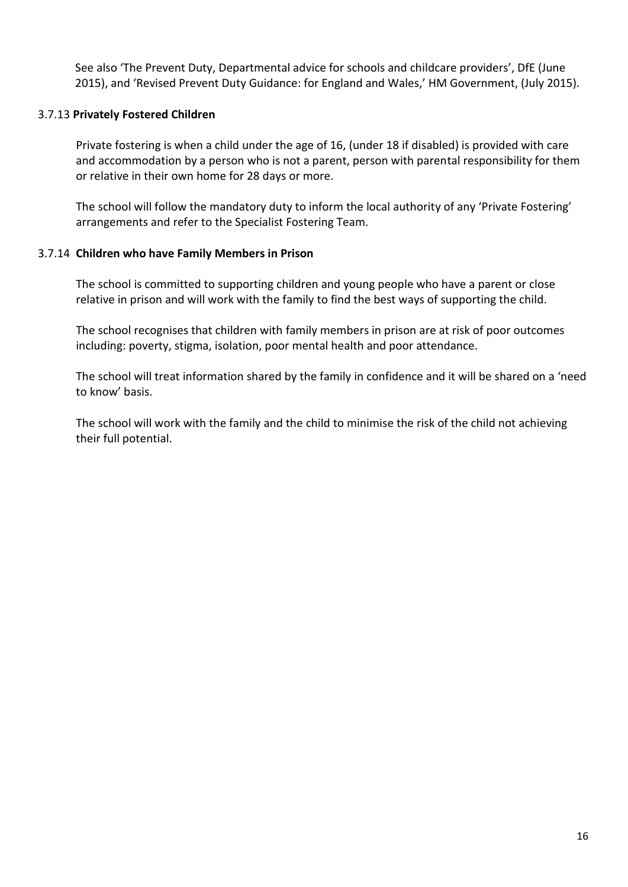See also 'The Prevent Duty, Departmental advice for schools and childcare providers', DfE (June 2015), and 'Revised Prevent Duty Guidance: for England and Wales,' HM Government, (July 2015).

#### 3.7.13 **Privately Fostered Children**

Private fostering is when a child under the age of 16, (under 18 if disabled) is provided with care and accommodation by a person who is not a parent, person with parental responsibility for them or relative in their own home for 28 days or more.

The school will follow the mandatory duty to inform the local authority of any 'Private Fostering' arrangements and refer to the Specialist Fostering Team.

#### 3.7.14 **Children who have Family Members in Prison**

The school is committed to supporting children and young people who have a parent or close relative in prison and will work with the family to find the best ways of supporting the child.

The school recognises that children with family members in prison are at risk of poor outcomes including: poverty, stigma, isolation, poor mental health and poor attendance.

The school will treat information shared by the family in confidence and it will be shared on a 'need to know' basis.

The school will work with the family and the child to minimise the risk of the child not achieving their full potential.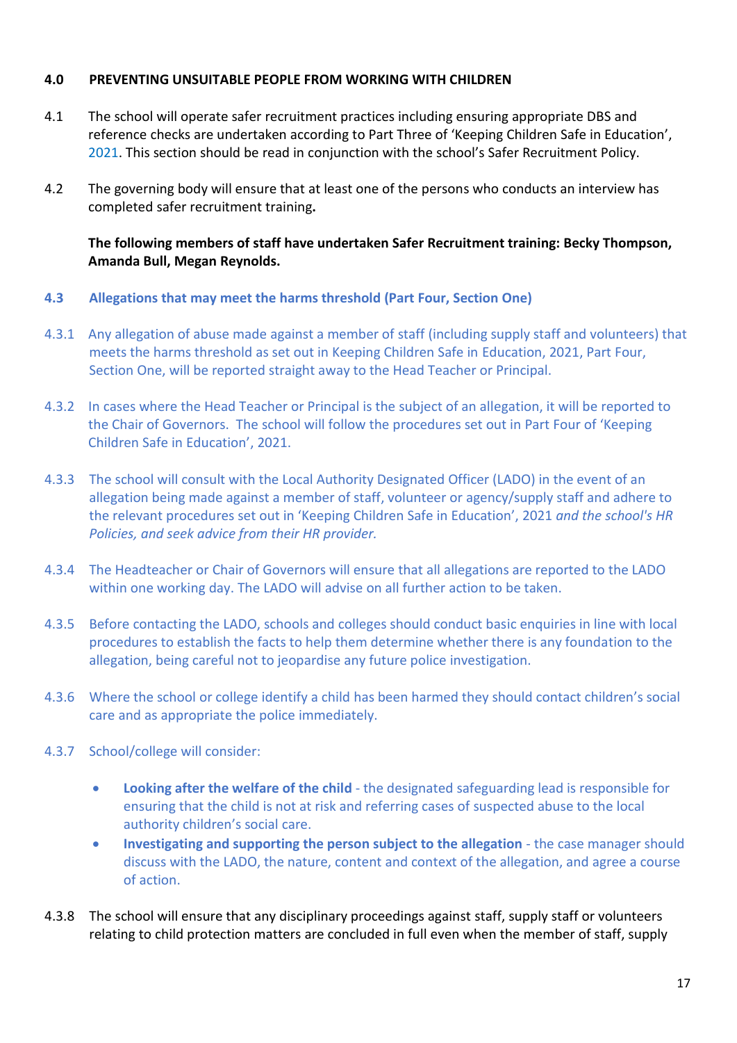## 4.0 PREVENTING UNSUITABLE PEOPLE FROM WORKING WITH CHILDREN

4.1 The school will operate safer recruitment practices including ensuring appropriate DBS and reference checks are undertaken according to Part Three of 'Keeping Children Safe in Education', 2021. This section should be read in conjunction with the school's Safer Recruitment Policy.

4.2 The governing body will ensure that at least one of the persons who conducts an interview has completed safer recruitment training**.**

**The following members of staff have undertaken Safer Recruitment training: Becky Thompson, Amanda Bull, Megan Reynolds.**

### 4.3 Allegations that may meet the harms threshold (Part Four, Section One)

4.3.1 Any allegation of abuse made against a member of staff (including supply staff and volunteers) that meets the harms threshold as set out in Keeping Children Safe in Education, 2021, Part Four, Section One, will be reported straight away to the Head Teacher or Principal.

4.3.2 In cases where the Head Teacher or Principal is the subject of an allegation, it will be reported to the Chair of Governors. The school will follow the procedures set out in Part Four of 'Keeping Children Safe in Education', 2021.

4.3.3 The school will consult with the Local Authority Designated Officer (LADO) in the event of an allegation being made against a member of staff, volunteer or agency/supply staff and adhere to the relevant procedures set out in 'Keeping Children Safe in Education', 2021 *and the school's HR Policies, and seek advice from their HR provider.*

4.3.4 The Headteacher or Chair of Governors will ensure that all allegations are reported to the LADO within one working day. The LADO will advise on all further action to be taken.

4.3.5 Before contacting the LADO, schools and colleges should conduct basic enquiries in line with local procedures to establish the facts to help them determine whether there is any foundation to the allegation, being careful not to jeopardise any future police investigation.

4.3.6 Where the school or college identify a child has been harmed they should contact children's social care and as appropriate the police immediately.

4.3.7 School/college will consider:

- **Looking after the welfare of the child** - the designated safeguarding lead is responsible for ensuring that the child is not at risk and referring cases of suspected abuse to the local authority children's social care.
- **Investigating and supporting the person subject to the allegation** - the case manager should discuss with the LADO, the nature, content and context of the allegation, and agree a course of action.

4.3.8 The school will ensure that any disciplinary proceedings against staff, supply staff or volunteers relating to child protection matters are concluded in full even when the member of staff, supply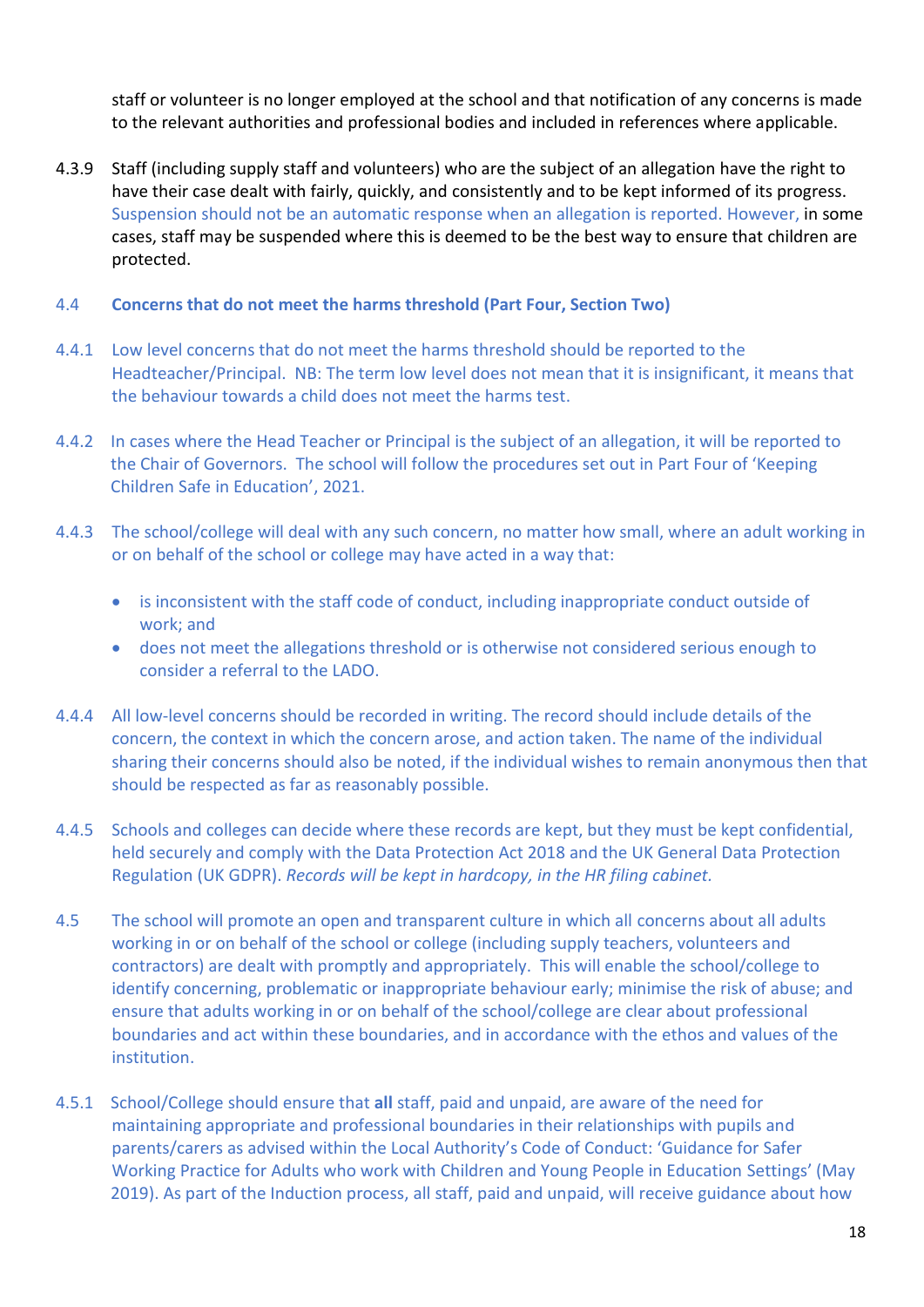staff or volunteer is no longer employed at the school and that notification of any concerns is made to the relevant authorities and professional bodies and included in references where applicable.

4.3.9 Staff (including supply staff and volunteers) who are the subject of an allegation have the right to have their case dealt with fairly, quickly, and consistently and to be kept informed of its progress. Suspension should not be an automatic response when an allegation is reported. However, in some cases, staff may be suspended where this is deemed to be the best way to ensure that children are protected.

### 4.4 Concerns that do not meet the harms threshold (Part Four, Section Two)

4.4.1 Low level concerns that do not meet the harms threshold should be reported to the Headteacher/Principal. NB: The term low level does not mean that it is insignificant, it means that the behaviour towards a child does not meet the harms test.

4.4.2 In cases where the Head Teacher or Principal is the subject of an allegation, it will be reported to the Chair of Governors. The school will follow the procedures set out in Part Four of 'Keeping Children Safe in Education', 2021.

4.4.3 The school/college will deal with any such concern, no matter how small, where an adult working in or on behalf of the school or college may have acted in a way that:

- is inconsistent with the staff code of conduct, including inappropriate conduct outside of work; and
- does not meet the allegations threshold or is otherwise not considered serious enough to consider a referral to the LADO.

4.4.4 All low-level concerns should be recorded in writing. The record should include details of the concern, the context in which the concern arose, and action taken. The name of the individual sharing their concerns should also be noted, if the individual wishes to remain anonymous then that should be respected as far as reasonably possible.

4.4.5 Schools and colleges can decide where these records are kept, but they must be kept confidential, held securely and comply with the Data Protection Act 2018 and the UK General Data Protection Regulation (UK GDPR). *Records will be kept in hardcopy, in the HR filing cabinet.*

4.5 The school will promote an open and transparent culture in which all concerns about all adults working in or on behalf of the school or college (including supply teachers, volunteers and contractors) are dealt with promptly and appropriately. This will enable the school/college to identify concerning, problematic or inappropriate behaviour early; minimise the risk of abuse; and ensure that adults working in or on behalf of the school/college are clear about professional boundaries and act within these boundaries, and in accordance with the ethos and values of the institution.

4.5.1 School/College should ensure that **all** staff, paid and unpaid, are aware of the need for maintaining appropriate and professional boundaries in their relationships with pupils and parents/carers as advised within the Local Authority's Code of Conduct: 'Guidance for Safer Working Practice for Adults who work with Children and Young People in Education Settings' (May 2019). As part of the Induction process, all staff, paid and unpaid, will receive guidance about how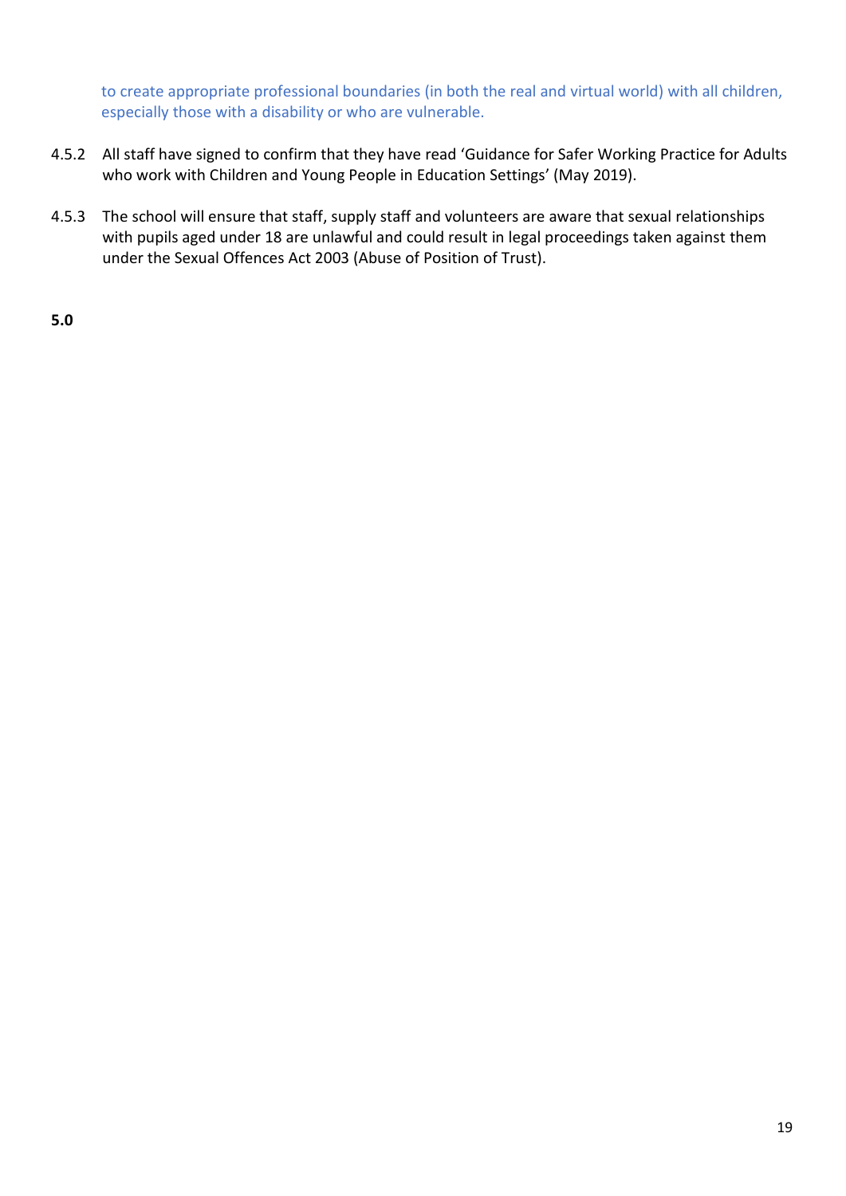to create appropriate professional boundaries (in both the real and virtual world) with all children, especially those with a disability or who are vulnerable.

4.5.2 All staff have signed to confirm that they have read ‘Guidance for Safer Working Practice for Adults who work with Children and Young People in Education Settings’ (May 2019).

4.5.3 The school will ensure that staff, supply staff and volunteers are aware that sexual relationships with pupils aged under 18 are unlawful and could result in legal proceedings taken against them under the Sexual Offences Act 2003 (Abuse of Position of Trust).

**5.0**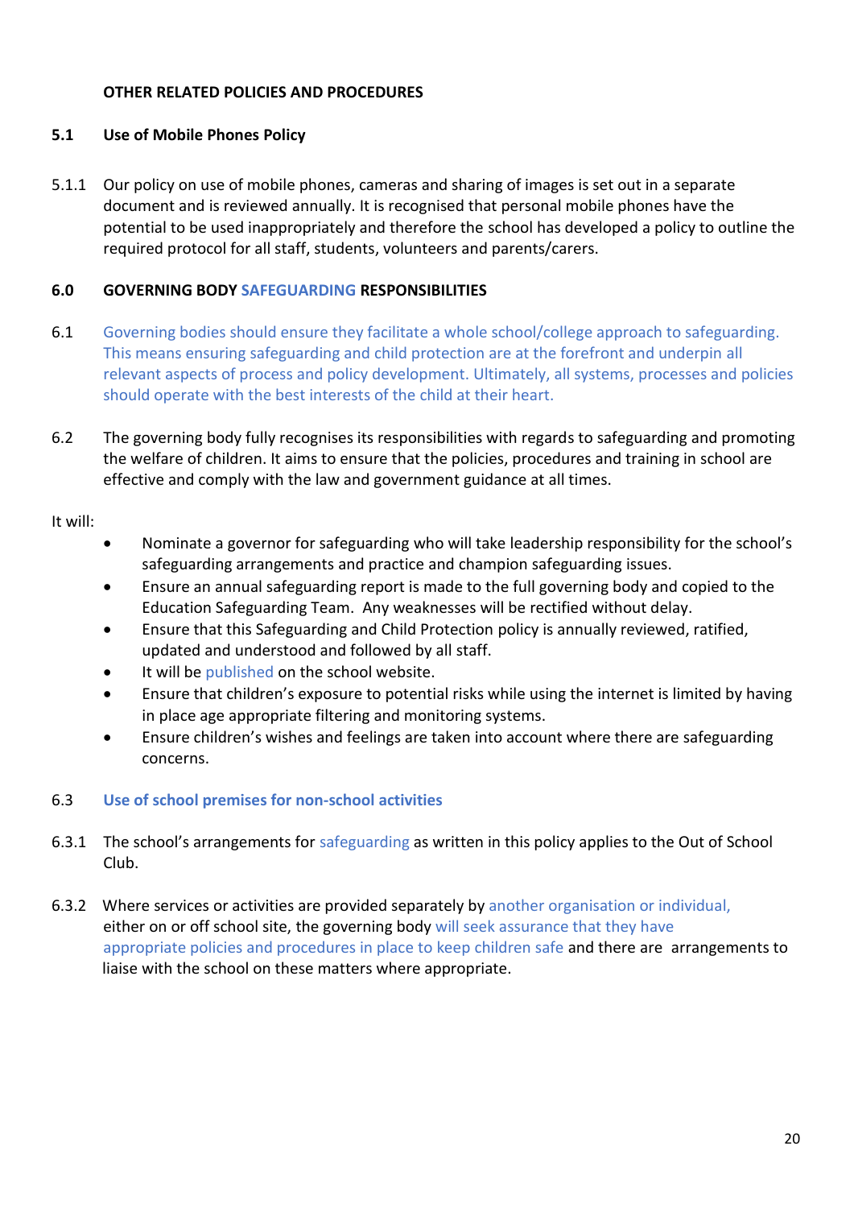**OTHER RELATED POLICIES AND PROCEDURES**

### 5.1 Use of Mobile Phones Policy

5.1.1 Our policy on use of mobile phones, cameras and sharing of images is set out in a separate document and is reviewed annually. It is recognised that personal mobile phones have the potential to be used inappropriately and therefore the school has developed a policy to outline the required protocol for all staff, students, volunteers and parents/carers.

## 6.0 GOVERNING BODY SAFEGUARDING RESPONSIBILITIES

6.1 Governing bodies should ensure they facilitate a whole school/college approach to safeguarding. This means ensuring safeguarding and child protection are at the forefront and underpin all relevant aspects of process and policy development. Ultimately, all systems, processes and policies should operate with the best interests of the child at their heart.

6.2 The governing body fully recognises its responsibilities with regards to safeguarding and promoting the welfare of children. It aims to ensure that the policies, procedures and training in school are effective and comply with the law and government guidance at all times.

It will:

- Nominate a governor for safeguarding who will take leadership responsibility for the school's safeguarding arrangements and practice and champion safeguarding issues.
- Ensure an annual safeguarding report is made to the full governing body and copied to the Education Safeguarding Team. Any weaknesses will be rectified without delay.
- Ensure that this Safeguarding and Child Protection policy is annually reviewed, ratified, updated and understood and followed by all staff.
- It will be published on the school website.
- Ensure that children's exposure to potential risks while using the internet is limited by having in place age appropriate filtering and monitoring systems.
- Ensure children's wishes and feelings are taken into account where there are safeguarding concerns.

### 6.3 Use of school premises for non-school activities

6.3.1 The school's arrangements for safeguarding as written in this policy applies to the Out of School Club.

6.3.2 Where services or activities are provided separately by another organisation or individual, either on or off school site, the governing body will seek assurance that they have appropriate policies and procedures in place to keep children safe and there are arrangements to liaise with the school on these matters where appropriate.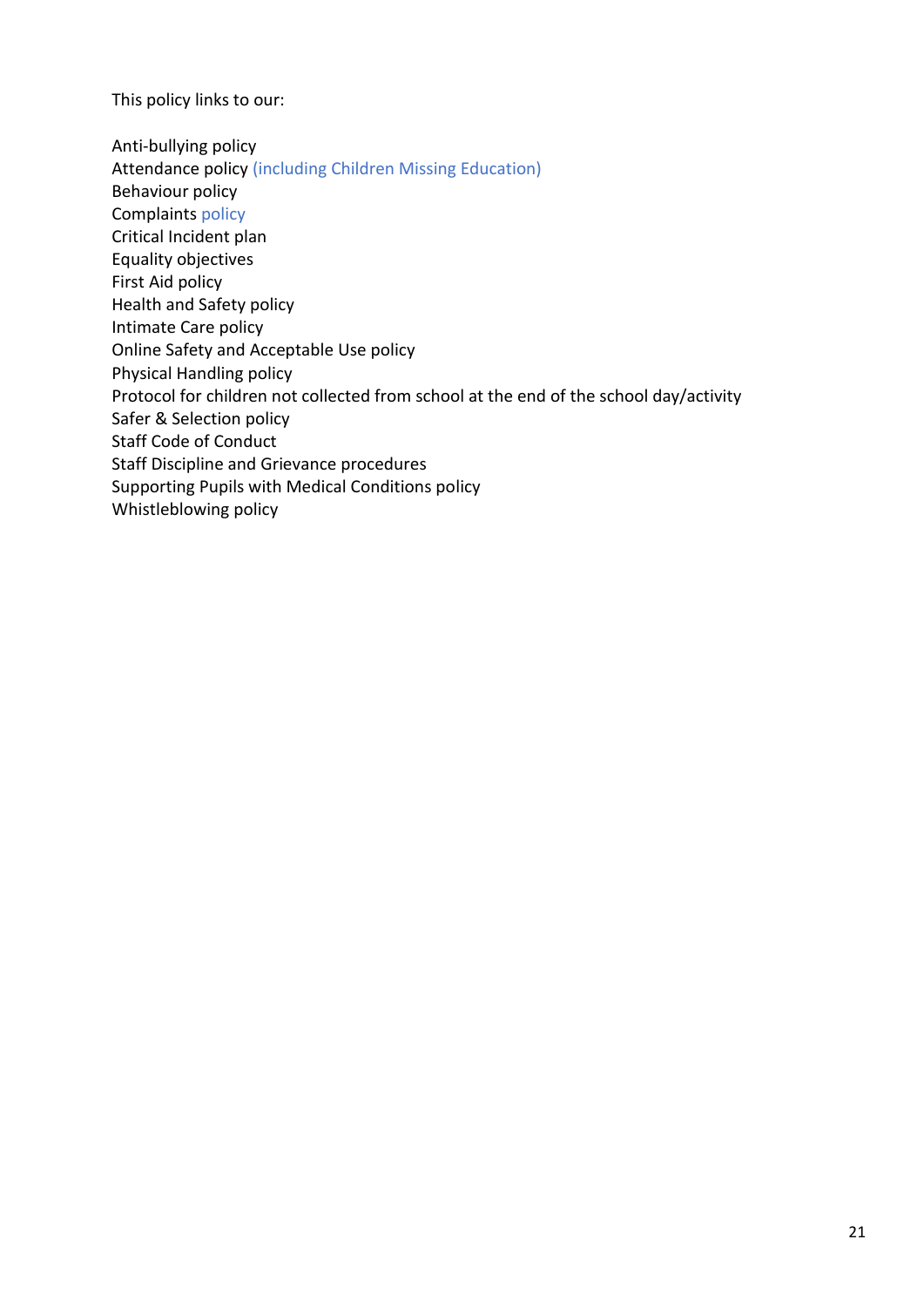This policy links to our:

Anti-bullying policy
Attendance policy (including Children Missing Education)
Behaviour policy
Complaints policy
Critical Incident plan
Equality objectives
First Aid policy
Health and Safety policy
Intimate Care policy
Online Safety and Acceptable Use policy
Physical Handling policy
Protocol for children not collected from school at the end of the school day/activity
Safer & Selection policy
Staff Code of Conduct
Staff Discipline and Grievance procedures
Supporting Pupils with Medical Conditions policy
Whistleblowing policy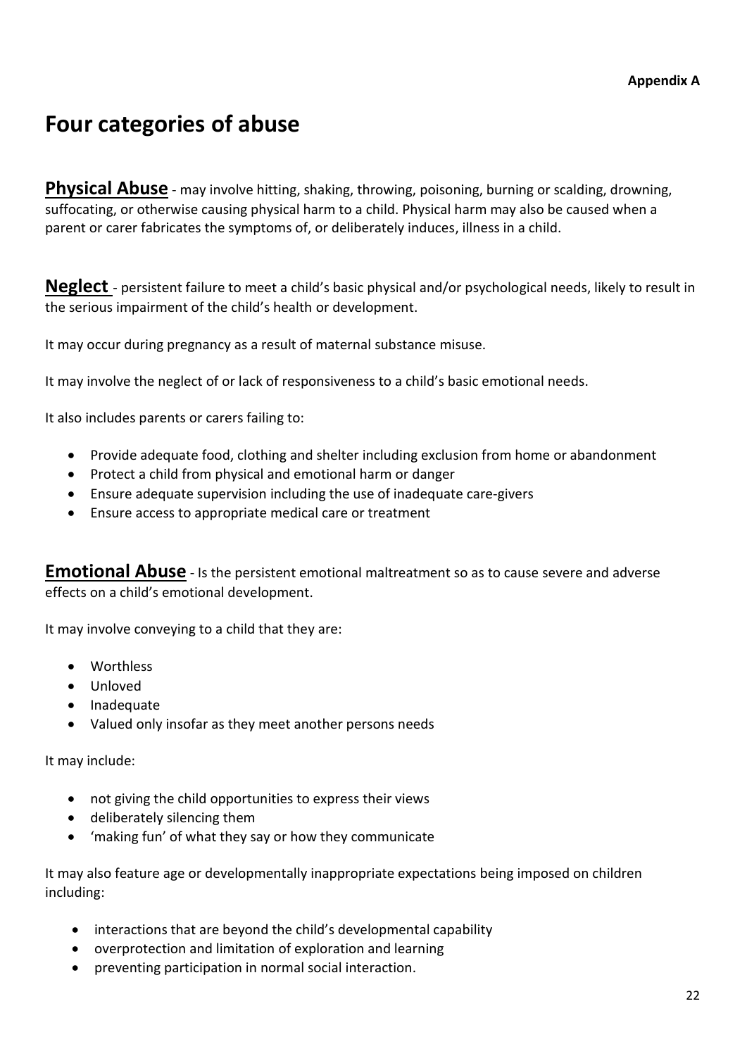**Appendix A**

# Four categories of abuse

**Physical Abuse** - may involve hitting, shaking, throwing, poisoning, burning or scalding, drowning, suffocating, or otherwise causing physical harm to a child. Physical harm may also be caused when a parent or carer fabricates the symptoms of, or deliberately induces, illness in a child.

**Neglect** - persistent failure to meet a child's basic physical and/or psychological needs, likely to result in the serious impairment of the child's health or development.

It may occur during pregnancy as a result of maternal substance misuse.

It may involve the neglect of or lack of responsiveness to a child's basic emotional needs.

It also includes parents or carers failing to:

- Provide adequate food, clothing and shelter including exclusion from home or abandonment
- Protect a child from physical and emotional harm or danger
- Ensure adequate supervision including the use of inadequate care-givers
- Ensure access to appropriate medical care or treatment

**Emotional Abuse** - Is the persistent emotional maltreatment so as to cause severe and adverse effects on a child's emotional development.

It may involve conveying to a child that they are:

- Worthless
- Unloved
- Inadequate
- Valued only insofar as they meet another persons needs

It may include:

- not giving the child opportunities to express their views
- deliberately silencing them
- 'making fun' of what they say or how they communicate

It may also feature age or developmentally inappropriate expectations being imposed on children including:

- interactions that are beyond the child's developmental capability
- overprotection and limitation of exploration and learning
- preventing participation in normal social interaction.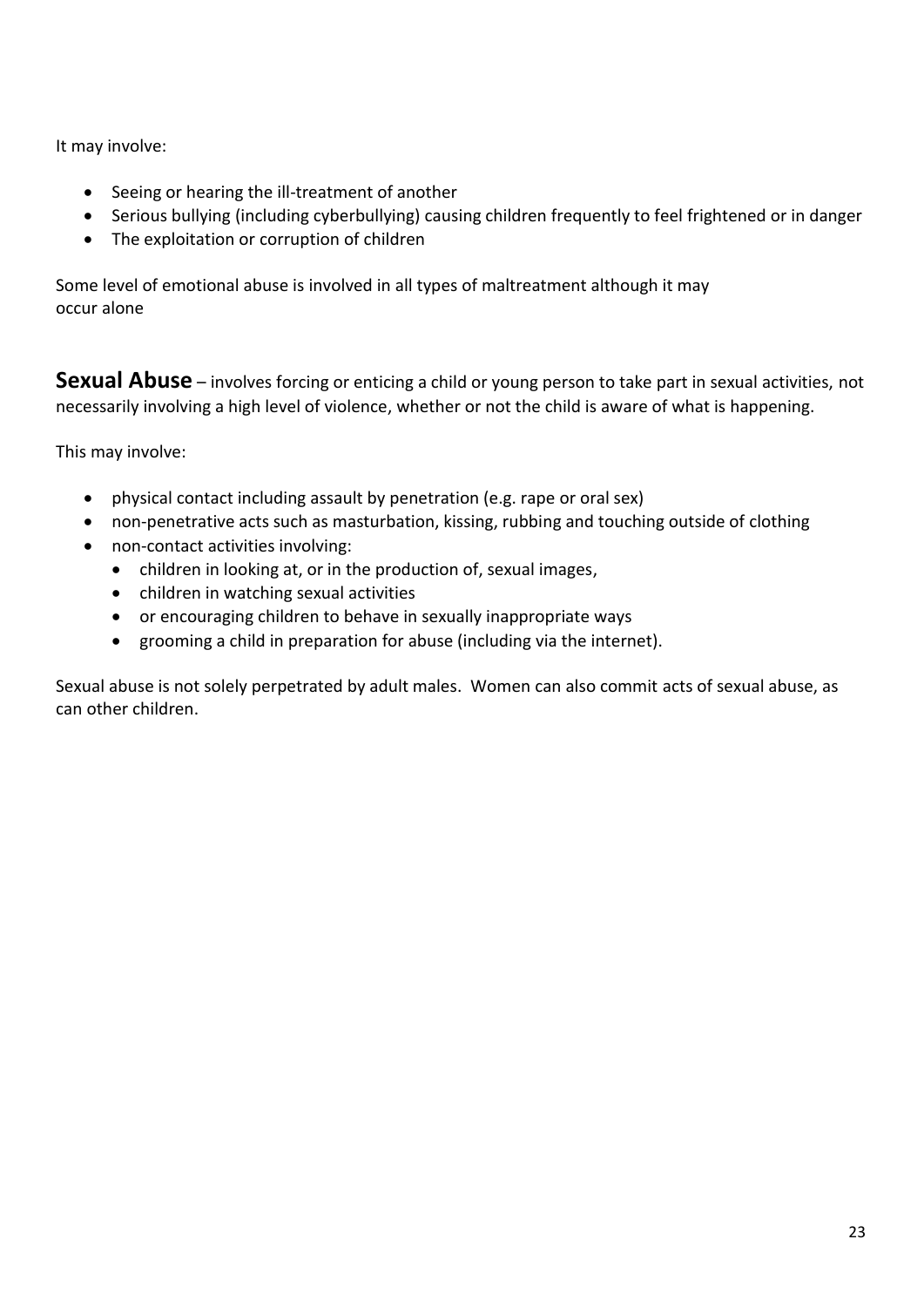It may involve:

- Seeing or hearing the ill-treatment of another
- Serious bullying (including cyberbullying) causing children frequently to feel frightened or in danger
- The exploitation or corruption of children

Some level of emotional abuse is involved in all types of maltreatment although it may occur alone

**Sexual Abuse** – involves forcing or enticing a child or young person to take part in sexual activities, not necessarily involving a high level of violence, whether or not the child is aware of what is happening.

This may involve:

- physical contact including assault by penetration (e.g. rape or oral sex)
- non-penetrative acts such as masturbation, kissing, rubbing and touching outside of clothing
- non-contact activities involving:
  - children in looking at, or in the production of, sexual images,
  - children in watching sexual activities
  - or encouraging children to behave in sexually inappropriate ways
  - grooming a child in preparation for abuse (including via the internet).

Sexual abuse is not solely perpetrated by adult males. Women can also commit acts of sexual abuse, as can other children.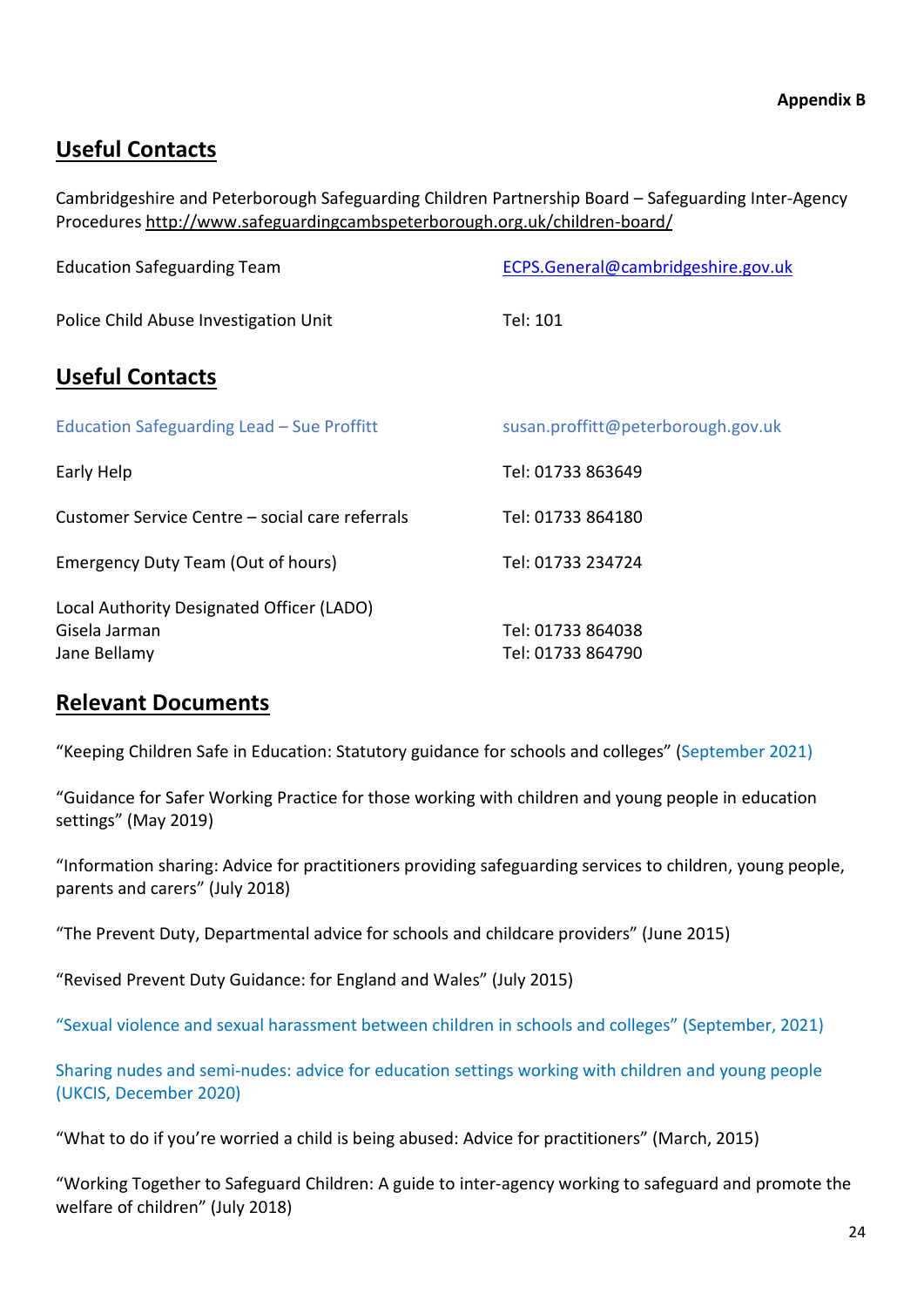**Appendix B**

## Useful Contacts

Cambridgeshire and Peterborough Safeguarding Children Partnership Board – Safeguarding Inter-Agency Procedures http://www.safeguardingcambspeterborough.org.uk/children-board/

| | |
|---|---|
| Education Safeguarding Team | ECPS.General@cambridgeshire.gov.uk |
| Police Child Abuse Investigation Unit | Tel: 101 |

## Useful Contacts

| | |
|---|---|
| Education Safeguarding Lead – Sue Proffitt | susan.proffitt@peterborough.gov.uk |
| Early Help | Tel: 01733 863649 |
| Customer Service Centre – social care referrals | Tel: 01733 864180 |
| Emergency Duty Team (Out of hours) | Tel: 01733 234724 |
| Local Authority Designated Officer (LADO) | |
| Gisela Jarman | Tel: 01733 864038 |
| Jane Bellamy | Tel: 01733 864790 |

## Relevant Documents

"Keeping Children Safe in Education: Statutory guidance for schools and colleges" (September 2021)

"Guidance for Safer Working Practice for those working with children and young people in education settings" (May 2019)

"Information sharing: Advice for practitioners providing safeguarding services to children, young people, parents and carers" (July 2018)

"The Prevent Duty, Departmental advice for schools and childcare providers" (June 2015)

"Revised Prevent Duty Guidance: for England and Wales" (July 2015)

"Sexual violence and sexual harassment between children in schools and colleges" (September, 2021)

Sharing nudes and semi-nudes: advice for education settings working with children and young people (UKCIS, December 2020)

"What to do if you're worried a child is being abused: Advice for practitioners" (March, 2015)

"Working Together to Safeguard Children: A guide to inter-agency working to safeguard and promote the welfare of children" (July 2018)